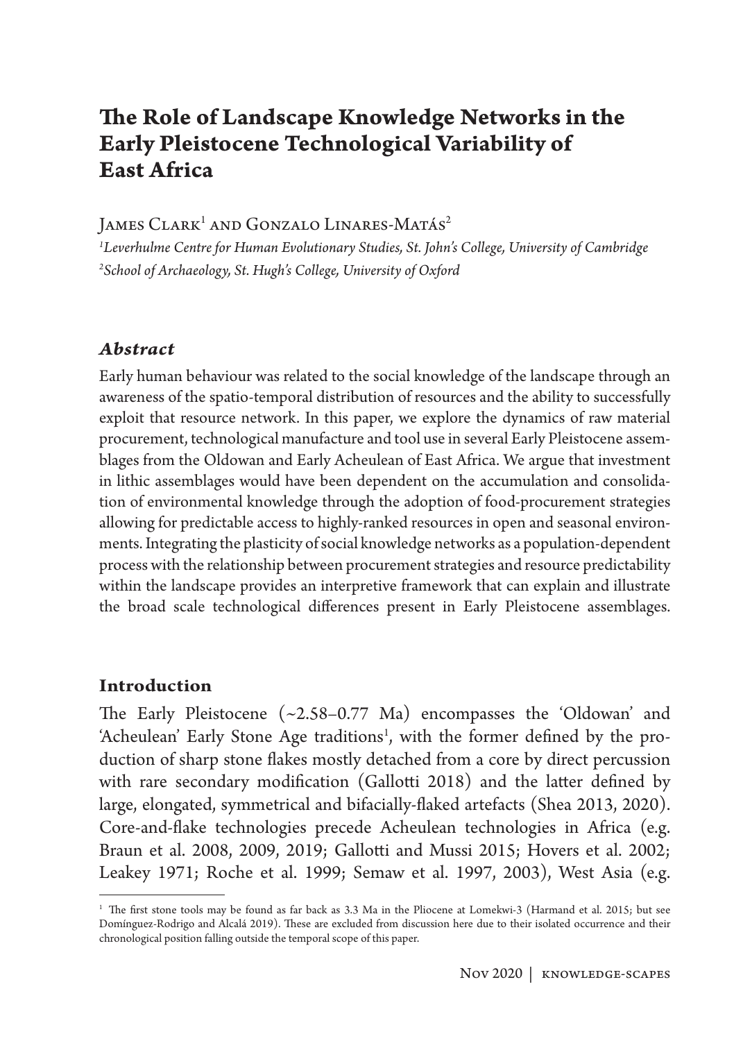# The Role of Landscape Knowledge Networks in the Early Pleistocene Technological Variability of East Africa

James Clark[1] and Gonzalo Linares-Matás[2]

*[1]Leverhulme Centre for Human Evolutionary Studies, St. John's College, University of Cambridge*
*[2]School of Archaeology, St. Hugh's College, University of Oxford*

## *Abstract*

Early human behaviour was related to the social knowledge of the landscape through an awareness of the spatio-temporal distribution of resources and the ability to successfully exploit that resource network. In this paper, we explore the dynamics of raw material procurement, technological manufacture and tool use in several Early Pleistocene assemblages from the Oldowan and Early Acheulean of East Africa. We argue that investment in lithic assemblages would have been dependent on the accumulation and consolidation of environmental knowledge through the adoption of food-procurement strategies allowing for predictable access to highly-ranked resources in open and seasonal environments. Integrating the plasticity of social knowledge networks as a population-dependent process with the relationship between procurement strategies and resource predictability within the landscape provides an interpretive framework that can explain and illustrate the broad scale technological differences present in Early Pleistocene assemblages.

## Introduction

The Early Pleistocene (~2.58–0.77 Ma) encompasses the 'Oldowan' and 'Acheulean' Early Stone Age traditions[1], with the former defined by the production of sharp stone flakes mostly detached from a core by direct percussion with rare secondary modification (Gallotti 2018) and the latter defined by large, elongated, symmetrical and bifacially-flaked artefacts (Shea 2013, 2020). Core-and-flake technologies precede Acheulean technologies in Africa (e.g. Braun et al. 2008, 2009, 2019; Gallotti and Mussi 2015; Hovers et al. 2002; Leakey 1971; Roche et al. 1999; Semaw et al. 1997, 2003), West Asia (e.g.

[1] The first stone tools may be found as far back as 3.3 Ma in the Pliocene at Lomekwi-3 (Harmand et al. 2015; but see Domínguez-Rodrigo and Alcalá 2019). These are excluded from discussion here due to their isolated occurrence and their chronological position falling outside the temporal scope of this paper.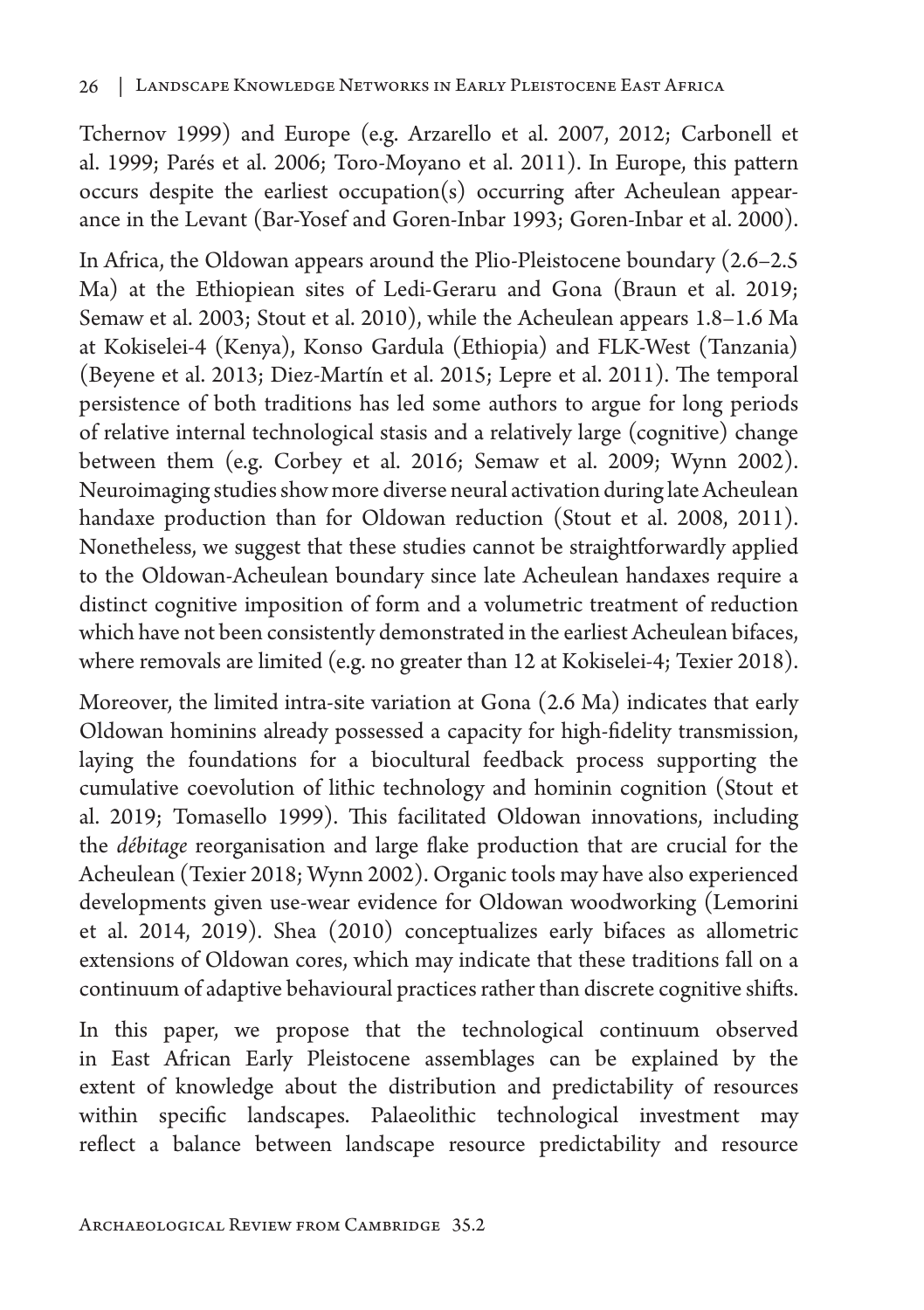Tchernov 1999) and Europe (e.g. Arzarello et al. 2007, 2012; Carbonell et al. 1999; Parés et al. 2006; Toro-Moyano et al. 2011). In Europe, this pattern occurs despite the earliest occupation(s) occurring after Acheulean appearance in the Levant (Bar-Yosef and Goren-Inbar 1993; Goren-Inbar et al. 2000).

In Africa, the Oldowan appears around the Plio-Pleistocene boundary (2.6–2.5 Ma) at the Ethiopiean sites of Ledi-Geraru and Gona (Braun et al. 2019; Semaw et al. 2003; Stout et al. 2010), while the Acheulean appears 1.8–1.6 Ma at Kokiselei-4 (Kenya), Konso Gardula (Ethiopia) and FLK-West (Tanzania) (Beyene et al. 2013; Diez-Martín et al. 2015; Lepre et al. 2011). The temporal persistence of both traditions has led some authors to argue for long periods of relative internal technological stasis and a relatively large (cognitive) change between them (e.g. Corbey et al. 2016; Semaw et al. 2009; Wynn 2002). Neuroimaging studies show more diverse neural activation during late Acheulean handaxe production than for Oldowan reduction (Stout et al. 2008, 2011). Nonetheless, we suggest that these studies cannot be straightforwardly applied to the Oldowan-Acheulean boundary since late Acheulean handaxes require a distinct cognitive imposition of form and a volumetric treatment of reduction which have not been consistently demonstrated in the earliest Acheulean bifaces, where removals are limited (e.g. no greater than 12 at Kokiselei-4; Texier 2018).

Moreover, the limited intra-site variation at Gona (2.6 Ma) indicates that early Oldowan hominins already possessed a capacity for high-fidelity transmission, laying the foundations for a biocultural feedback process supporting the cumulative coevolution of lithic technology and hominin cognition (Stout et al. 2019; Tomasello 1999). This facilitated Oldowan innovations, including the *débitage* reorganisation and large flake production that are crucial for the Acheulean (Texier 2018; Wynn 2002). Organic tools may have also experienced developments given use-wear evidence for Oldowan woodworking (Lemorini et al. 2014, 2019). Shea (2010) conceptualizes early bifaces as allometric extensions of Oldowan cores, which may indicate that these traditions fall on a continuum of adaptive behavioural practices rather than discrete cognitive shifts.

In this paper, we propose that the technological continuum observed in East African Early Pleistocene assemblages can be explained by the extent of knowledge about the distribution and predictability of resources within specific landscapes. Palaeolithic technological investment may reflect a balance between landscape resource predictability and resource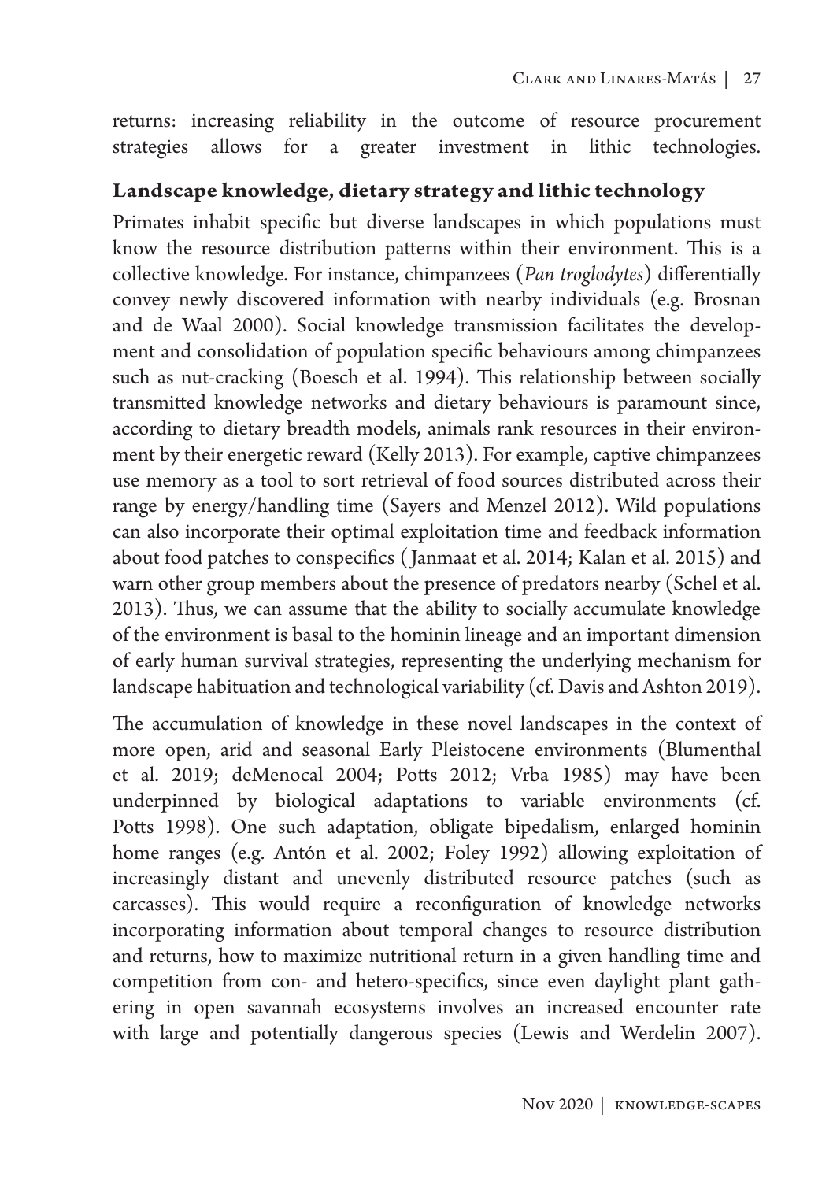returns: increasing reliability in the outcome of resource procurement strategies allows for a greater investment in lithic technologies.

## Landscape knowledge, dietary strategy and lithic technology

Primates inhabit specific but diverse landscapes in which populations must know the resource distribution patterns within their environment. This is a collective knowledge. For instance, chimpanzees (*Pan troglodytes*) differentially convey newly discovered information with nearby individuals (e.g. Brosnan and de Waal 2000). Social knowledge transmission facilitates the development and consolidation of population specific behaviours among chimpanzees such as nut-cracking (Boesch et al. 1994). This relationship between socially transmitted knowledge networks and dietary behaviours is paramount since, according to dietary breadth models, animals rank resources in their environment by their energetic reward (Kelly 2013). For example, captive chimpanzees use memory as a tool to sort retrieval of food sources distributed across their range by energy/handling time (Sayers and Menzel 2012). Wild populations can also incorporate their optimal exploitation time and feedback information about food patches to conspecifics (Janmaat et al. 2014; Kalan et al. 2015) and warn other group members about the presence of predators nearby (Schel et al. 2013). Thus, we can assume that the ability to socially accumulate knowledge of the environment is basal to the hominin lineage and an important dimension of early human survival strategies, representing the underlying mechanism for landscape habituation and technological variability (cf. Davis and Ashton 2019).

The accumulation of knowledge in these novel landscapes in the context of more open, arid and seasonal Early Pleistocene environments (Blumenthal et al. 2019; deMenocal 2004; Potts 2012; Vrba 1985) may have been underpinned by biological adaptations to variable environments (cf. Potts 1998). One such adaptation, obligate bipedalism, enlarged hominin home ranges (e.g. Antón et al. 2002; Foley 1992) allowing exploitation of increasingly distant and unevenly distributed resource patches (such as carcasses). This would require a reconfiguration of knowledge networks incorporating information about temporal changes to resource distribution and returns, how to maximize nutritional return in a given handling time and competition from con- and hetero-specifics, since even daylight plant gathering in open savannah ecosystems involves an increased encounter rate with large and potentially dangerous species (Lewis and Werdelin 2007).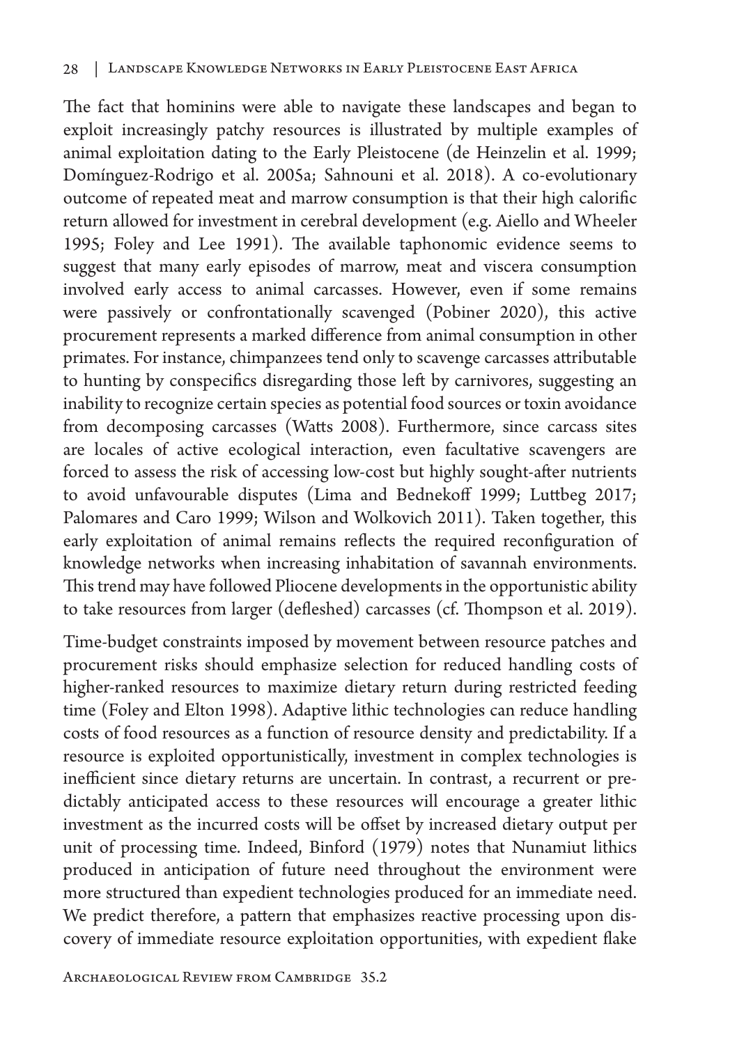The fact that hominins were able to navigate these landscapes and began to exploit increasingly patchy resources is illustrated by multiple examples of animal exploitation dating to the Early Pleistocene (de Heinzelin et al. 1999; Domínguez-Rodrigo et al. 2005a; Sahnouni et al. 2018). A co-evolutionary outcome of repeated meat and marrow consumption is that their high calorific return allowed for investment in cerebral development (e.g. Aiello and Wheeler 1995; Foley and Lee 1991). The available taphonomic evidence seems to suggest that many early episodes of marrow, meat and viscera consumption involved early access to animal carcasses. However, even if some remains were passively or confrontationally scavenged (Pobiner 2020), this active procurement represents a marked difference from animal consumption in other primates. For instance, chimpanzees tend only to scavenge carcasses attributable to hunting by conspecifics disregarding those left by carnivores, suggesting an inability to recognize certain species as potential food sources or toxin avoidance from decomposing carcasses (Watts 2008). Furthermore, since carcass sites are locales of active ecological interaction, even facultative scavengers are forced to assess the risk of accessing low-cost but highly sought-after nutrients to avoid unfavourable disputes (Lima and Bednekoff 1999; Luttbeg 2017; Palomares and Caro 1999; Wilson and Wolkovich 2011). Taken together, this early exploitation of animal remains reflects the required reconfiguration of knowledge networks when increasing inhabitation of savannah environments. This trend may have followed Pliocene developments in the opportunistic ability to take resources from larger (defleshed) carcasses (cf. Thompson et al. 2019).

Time-budget constraints imposed by movement between resource patches and procurement risks should emphasize selection for reduced handling costs of higher-ranked resources to maximize dietary return during restricted feeding time (Foley and Elton 1998). Adaptive lithic technologies can reduce handling costs of food resources as a function of resource density and predictability. If a resource is exploited opportunistically, investment in complex technologies is inefficient since dietary returns are uncertain. In contrast, a recurrent or predictably anticipated access to these resources will encourage a greater lithic investment as the incurred costs will be offset by increased dietary output per unit of processing time. Indeed, Binford (1979) notes that Nunamiut lithics produced in anticipation of future need throughout the environment were more structured than expedient technologies produced for an immediate need. We predict therefore, a pattern that emphasizes reactive processing upon discovery of immediate resource exploitation opportunities, with expedient flake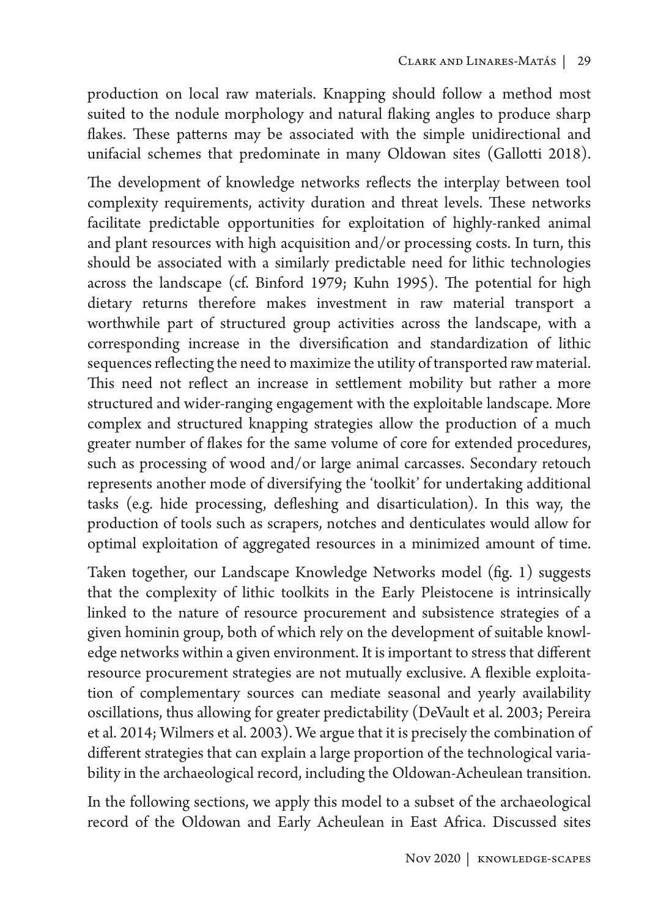production on local raw materials. Knapping should follow a method most suited to the nodule morphology and natural flaking angles to produce sharp flakes. These patterns may be associated with the simple unidirectional and unifacial schemes that predominate in many Oldowan sites (Gallotti 2018).

The development of knowledge networks reflects the interplay between tool complexity requirements, activity duration and threat levels. These networks facilitate predictable opportunities for exploitation of highly-ranked animal and plant resources with high acquisition and/or processing costs. In turn, this should be associated with a similarly predictable need for lithic technologies across the landscape (cf. Binford 1979; Kuhn 1995). The potential for high dietary returns therefore makes investment in raw material transport a worthwhile part of structured group activities across the landscape, with a corresponding increase in the diversification and standardization of lithic sequences reflecting the need to maximize the utility of transported raw material. This need not reflect an increase in settlement mobility but rather a more structured and wider-ranging engagement with the exploitable landscape. More complex and structured knapping strategies allow the production of a much greater number of flakes for the same volume of core for extended procedures, such as processing of wood and/or large animal carcasses. Secondary retouch represents another mode of diversifying the 'toolkit' for undertaking additional tasks (e.g. hide processing, defleshing and disarticulation). In this way, the production of tools such as scrapers, notches and denticulates would allow for optimal exploitation of aggregated resources in a minimized amount of time.

Taken together, our Landscape Knowledge Networks model (fig. 1) suggests that the complexity of lithic toolkits in the Early Pleistocene is intrinsically linked to the nature of resource procurement and subsistence strategies of a given hominin group, both of which rely on the development of suitable knowledge networks within a given environment. It is important to stress that different resource procurement strategies are not mutually exclusive. A flexible exploitation of complementary sources can mediate seasonal and yearly availability oscillations, thus allowing for greater predictability (DeVault et al. 2003; Pereira et al. 2014; Wilmers et al. 2003). We argue that it is precisely the combination of different strategies that can explain a large proportion of the technological variability in the archaeological record, including the Oldowan-Acheulean transition.

In the following sections, we apply this model to a subset of the archaeological record of the Oldowan and Early Acheulean in East Africa. Discussed sites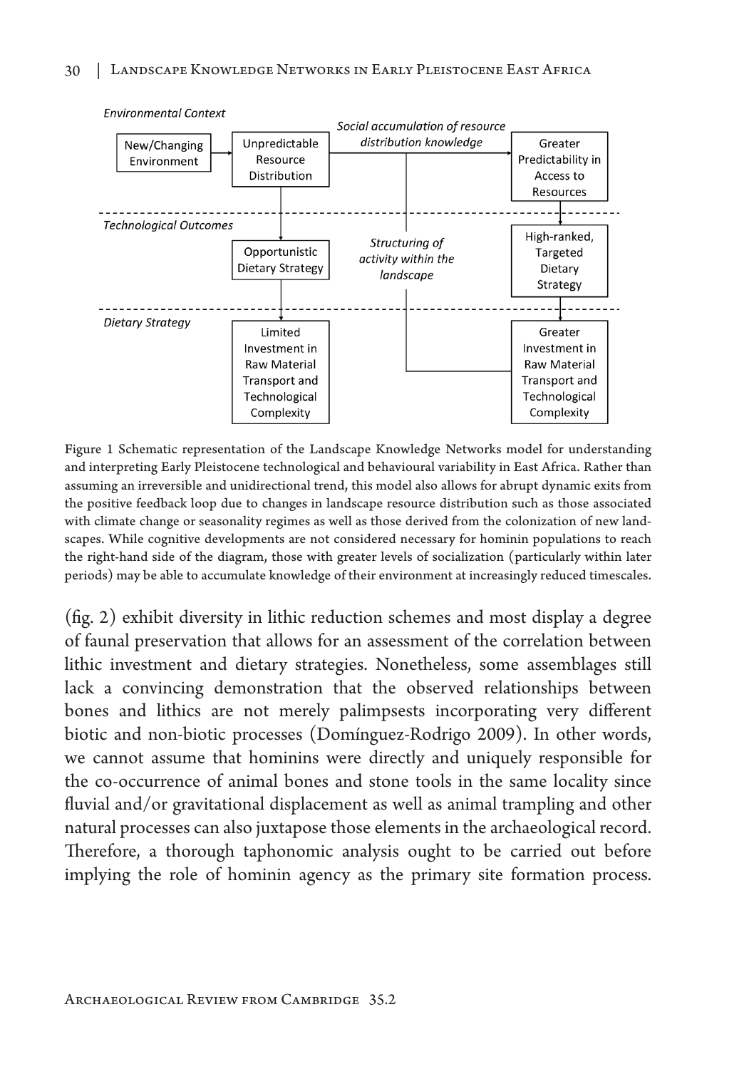Figure 1 Schematic representation of the Landscape Knowledge Networks model for understanding and interpreting Early Pleistocene technological and behavioural variability in East Africa. Rather than assuming an irreversible and unidirectional trend, this model also allows for abrupt dynamic exits from the positive feedback loop due to changes in landscape resource distribution such as those associated with climate change or seasonality regimes as well as those derived from the colonization of new landscapes. While cognitive developments are not considered necessary for hominin populations to reach the right-hand side of the diagram, those with greater levels of socialization (particularly within later periods) may be able to accumulate knowledge of their environment at increasingly reduced timescales.

(fig. 2) exhibit diversity in lithic reduction schemes and most display a degree of faunal preservation that allows for an assessment of the correlation between lithic investment and dietary strategies. Nonetheless, some assemblages still lack a convincing demonstration that the observed relationships between bones and lithics are not merely palimpsests incorporating very different biotic and non-biotic processes (Domínguez-Rodrigo 2009). In other words, we cannot assume that hominins were directly and uniquely responsible for the co-occurrence of animal bones and stone tools in the same locality since fluvial and/or gravitational displacement as well as animal trampling and other natural processes can also juxtapose those elements in the archaeological record. Therefore, a thorough taphonomic analysis ought to be carried out before implying the role of hominin agency as the primary site formation process.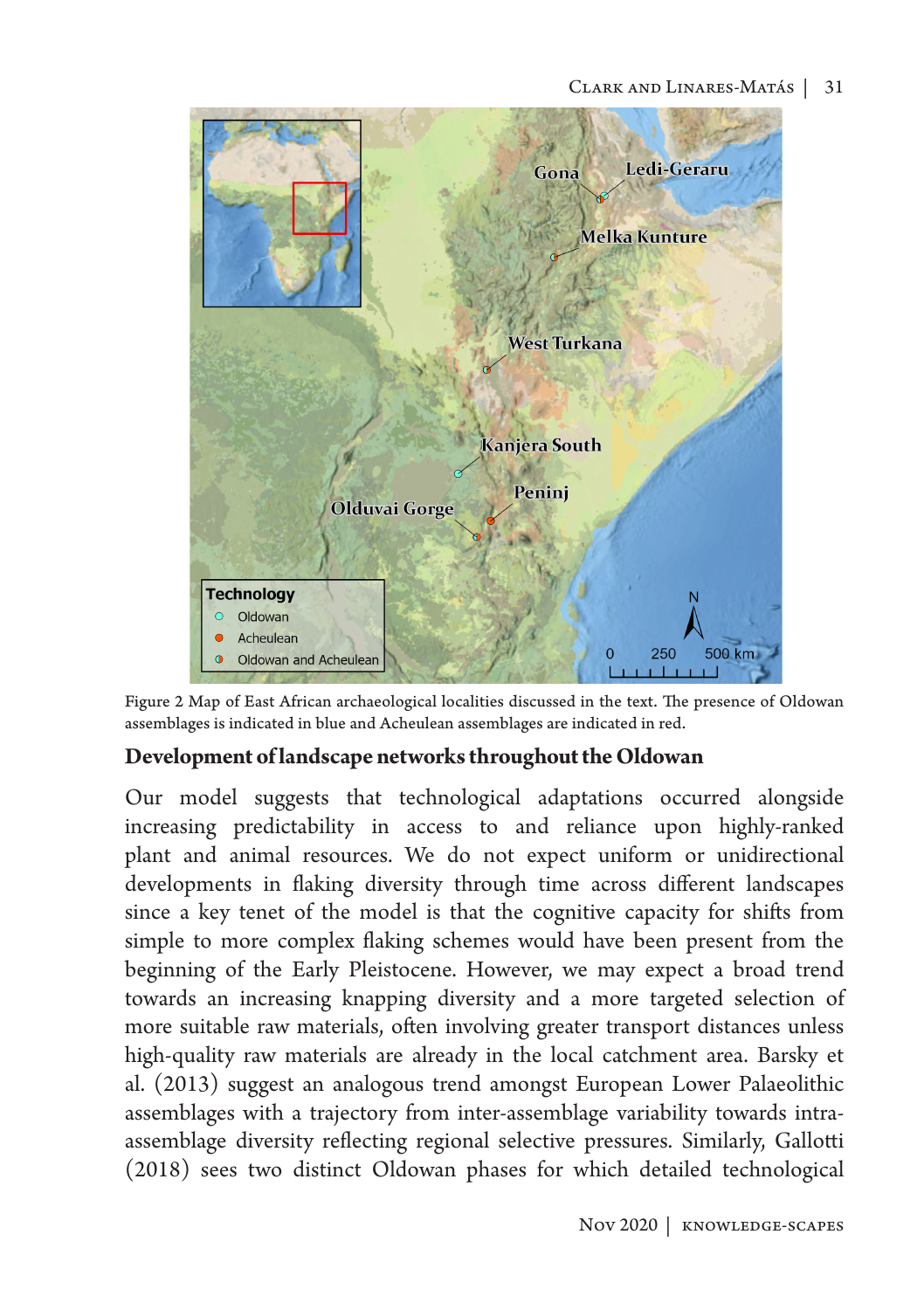Figure 2 Map of East African archaeological localities discussed in the text. The presence of Oldowan assemblages is indicated in blue and Acheulean assemblages are indicated in red.

## Development of landscape networks throughout the Oldowan

Our model suggests that technological adaptations occurred alongside increasing predictability in access to and reliance upon highly-ranked plant and animal resources. We do not expect uniform or unidirectional developments in flaking diversity through time across different landscapes since a key tenet of the model is that the cognitive capacity for shifts from simple to more complex flaking schemes would have been present from the beginning of the Early Pleistocene. However, we may expect a broad trend towards an increasing knapping diversity and a more targeted selection of more suitable raw materials, often involving greater transport distances unless high-quality raw materials are already in the local catchment area. Barsky et al. (2013) suggest an analogous trend amongst European Lower Palaeolithic assemblages with a trajectory from inter-assemblage variability towards intra-assemblage diversity reflecting regional selective pressures. Similarly, Gallotti (2018) sees two distinct Oldowan phases for which detailed technological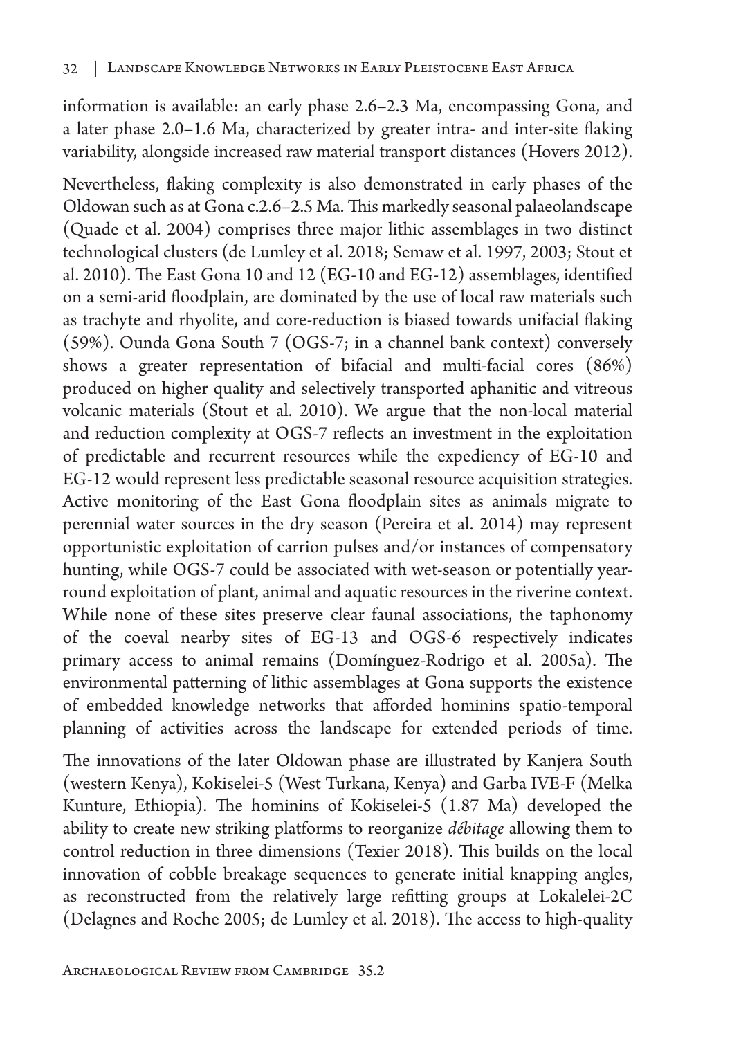information is available: an early phase 2.6–2.3 Ma, encompassing Gona, and a later phase 2.0–1.6 Ma, characterized by greater intra- and inter-site flaking variability, alongside increased raw material transport distances (Hovers 2012).

Nevertheless, flaking complexity is also demonstrated in early phases of the Oldowan such as at Gona c.2.6–2.5 Ma. This markedly seasonal palaeolandscape (Quade et al. 2004) comprises three major lithic assemblages in two distinct technological clusters (de Lumley et al. 2018; Semaw et al. 1997, 2003; Stout et al. 2010). The East Gona 10 and 12 (EG-10 and EG-12) assemblages, identified on a semi-arid floodplain, are dominated by the use of local raw materials such as trachyte and rhyolite, and core-reduction is biased towards unifacial flaking (59%). Ounda Gona South 7 (OGS-7; in a channel bank context) conversely shows a greater representation of bifacial and multi-facial cores (86%) produced on higher quality and selectively transported aphanitic and vitreous volcanic materials (Stout et al. 2010). We argue that the non-local material and reduction complexity at OGS-7 reflects an investment in the exploitation of predictable and recurrent resources while the expediency of EG-10 and EG-12 would represent less predictable seasonal resource acquisition strategies. Active monitoring of the East Gona floodplain sites as animals migrate to perennial water sources in the dry season (Pereira et al. 2014) may represent opportunistic exploitation of carrion pulses and/or instances of compensatory hunting, while OGS-7 could be associated with wet-season or potentially year-round exploitation of plant, animal and aquatic resources in the riverine context. While none of these sites preserve clear faunal associations, the taphonomy of the coeval nearby sites of EG-13 and OGS-6 respectively indicates primary access to animal remains (Domínguez-Rodrigo et al. 2005a). The environmental patterning of lithic assemblages at Gona supports the existence of embedded knowledge networks that afforded hominins spatio-temporal planning of activities across the landscape for extended periods of time.

The innovations of the later Oldowan phase are illustrated by Kanjera South (western Kenya), Kokiselei-5 (West Turkana, Kenya) and Garba IVE-F (Melka Kunture, Ethiopia). The hominins of Kokiselei-5 (1.87 Ma) developed the ability to create new striking platforms to reorganize *débitage* allowing them to control reduction in three dimensions (Texier 2018). This builds on the local innovation of cobble breakage sequences to generate initial knapping angles, as reconstructed from the relatively large refitting groups at Lokalelei-2C (Delagnes and Roche 2005; de Lumley et al. 2018). The access to high-quality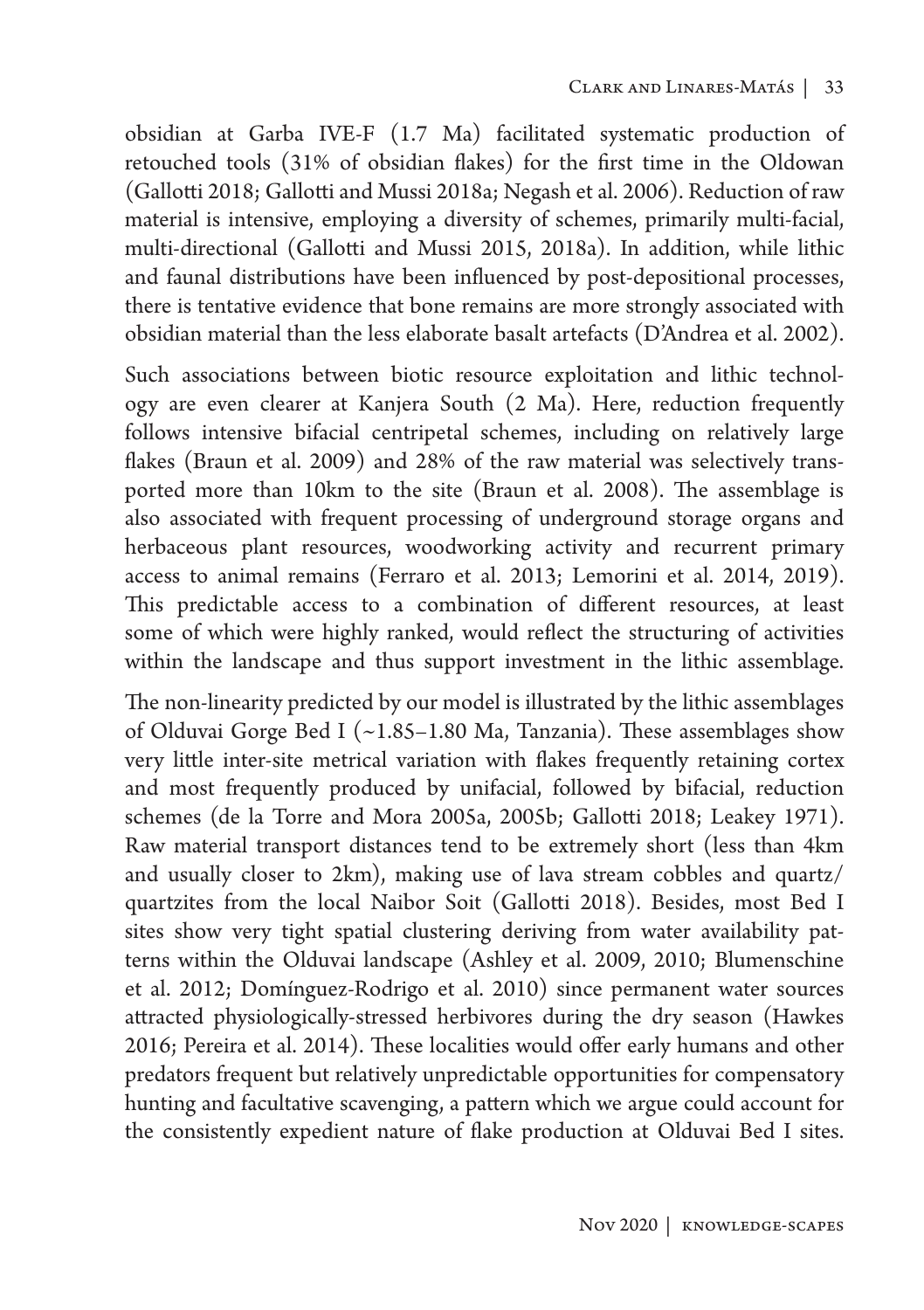obsidian at Garba IVE-F (1.7 Ma) facilitated systematic production of retouched tools (31% of obsidian flakes) for the first time in the Oldowan (Gallotti 2018; Gallotti and Mussi 2018a; Negash et al. 2006). Reduction of raw material is intensive, employing a diversity of schemes, primarily multi-facial, multi-directional (Gallotti and Mussi 2015, 2018a). In addition, while lithic and faunal distributions have been influenced by post-depositional processes, there is tentative evidence that bone remains are more strongly associated with obsidian material than the less elaborate basalt artefacts (D'Andrea et al. 2002).

Such associations between biotic resource exploitation and lithic technology are even clearer at Kanjera South (2 Ma). Here, reduction frequently follows intensive bifacial centripetal schemes, including on relatively large flakes (Braun et al. 2009) and 28% of the raw material was selectively transported more than 10km to the site (Braun et al. 2008). The assemblage is also associated with frequent processing of underground storage organs and herbaceous plant resources, woodworking activity and recurrent primary access to animal remains (Ferraro et al. 2013; Lemorini et al. 2014, 2019). This predictable access to a combination of different resources, at least some of which were highly ranked, would reflect the structuring of activities within the landscape and thus support investment in the lithic assemblage.

The non-linearity predicted by our model is illustrated by the lithic assemblages of Olduvai Gorge Bed I (~1.85–1.80 Ma, Tanzania). These assemblages show very little inter-site metrical variation with flakes frequently retaining cortex and most frequently produced by unifacial, followed by bifacial, reduction schemes (de la Torre and Mora 2005a, 2005b; Gallotti 2018; Leakey 1971). Raw material transport distances tend to be extremely short (less than 4km and usually closer to 2km), making use of lava stream cobbles and quartz/quartzites from the local Naibor Soit (Gallotti 2018). Besides, most Bed I sites show very tight spatial clustering deriving from water availability patterns within the Olduvai landscape (Ashley et al. 2009, 2010; Blumenschine et al. 2012; Domínguez-Rodrigo et al. 2010) since permanent water sources attracted physiologically-stressed herbivores during the dry season (Hawkes 2016; Pereira et al. 2014). These localities would offer early humans and other predators frequent but relatively unpredictable opportunities for compensatory hunting and facultative scavenging, a pattern which we argue could account for the consistently expedient nature of flake production at Olduvai Bed I sites.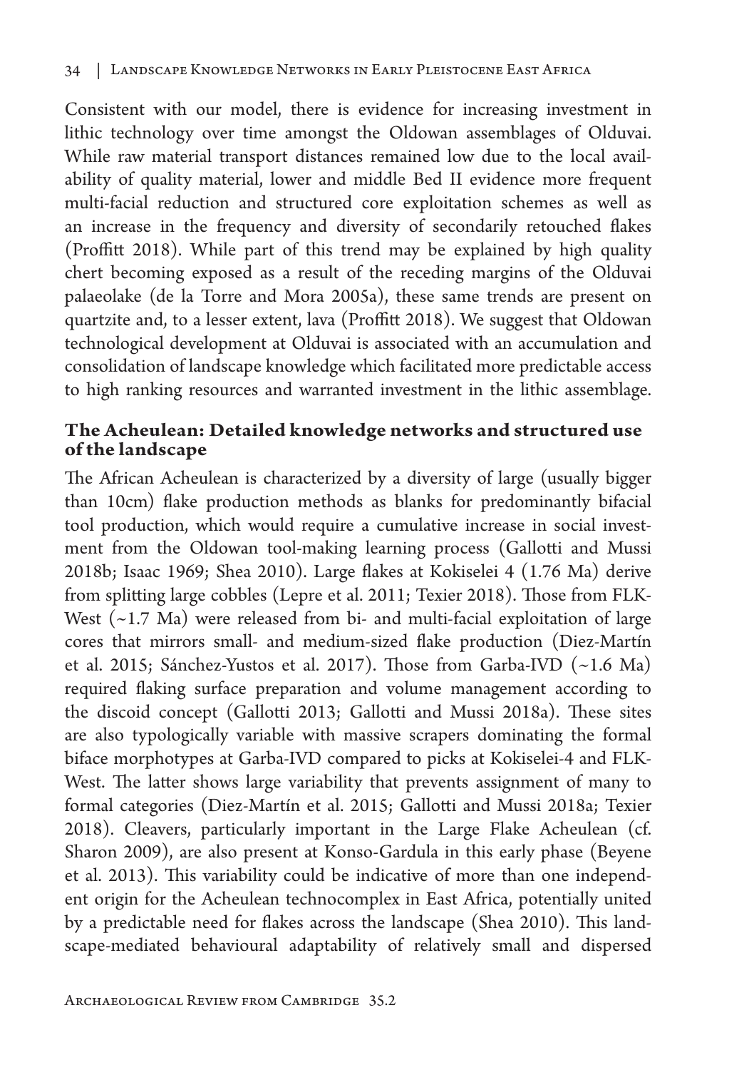Consistent with our model, there is evidence for increasing investment in lithic technology over time amongst the Oldowan assemblages of Olduvai. While raw material transport distances remained low due to the local availability of quality material, lower and middle Bed II evidence more frequent multi-facial reduction and structured core exploitation schemes as well as an increase in the frequency and diversity of secondarily retouched flakes (Proffitt 2018). While part of this trend may be explained by high quality chert becoming exposed as a result of the receding margins of the Olduvai palaeolake (de la Torre and Mora 2005a), these same trends are present on quartzite and, to a lesser extent, lava (Proffitt 2018). We suggest that Oldowan technological development at Olduvai is associated with an accumulation and consolidation of landscape knowledge which facilitated more predictable access to high ranking resources and warranted investment in the lithic assemblage.

## The Acheulean: Detailed knowledge networks and structured use of the landscape

The African Acheulean is characterized by a diversity of large (usually bigger than 10cm) flake production methods as blanks for predominantly bifacial tool production, which would require a cumulative increase in social investment from the Oldowan tool-making learning process (Gallotti and Mussi 2018b; Isaac 1969; Shea 2010). Large flakes at Kokiselei 4 (1.76 Ma) derive from splitting large cobbles (Lepre et al. 2011; Texier 2018). Those from FLK-West (~1.7 Ma) were released from bi- and multi-facial exploitation of large cores that mirrors small- and medium-sized flake production (Diez-Martín et al. 2015; Sánchez-Yustos et al. 2017). Those from Garba-IVD (~1.6 Ma) required flaking surface preparation and volume management according to the discoid concept (Gallotti 2013; Gallotti and Mussi 2018a). These sites are also typologically variable with massive scrapers dominating the formal biface morphotypes at Garba-IVD compared to picks at Kokiselei-4 and FLK-West. The latter shows large variability that prevents assignment of many to formal categories (Diez-Martín et al. 2015; Gallotti and Mussi 2018a; Texier 2018). Cleavers, particularly important in the Large Flake Acheulean (cf. Sharon 2009), are also present at Konso-Gardula in this early phase (Beyene et al. 2013). This variability could be indicative of more than one independent origin for the Acheulean technocomplex in East Africa, potentially united by a predictable need for flakes across the landscape (Shea 2010). This landscape-mediated behavioural adaptability of relatively small and dispersed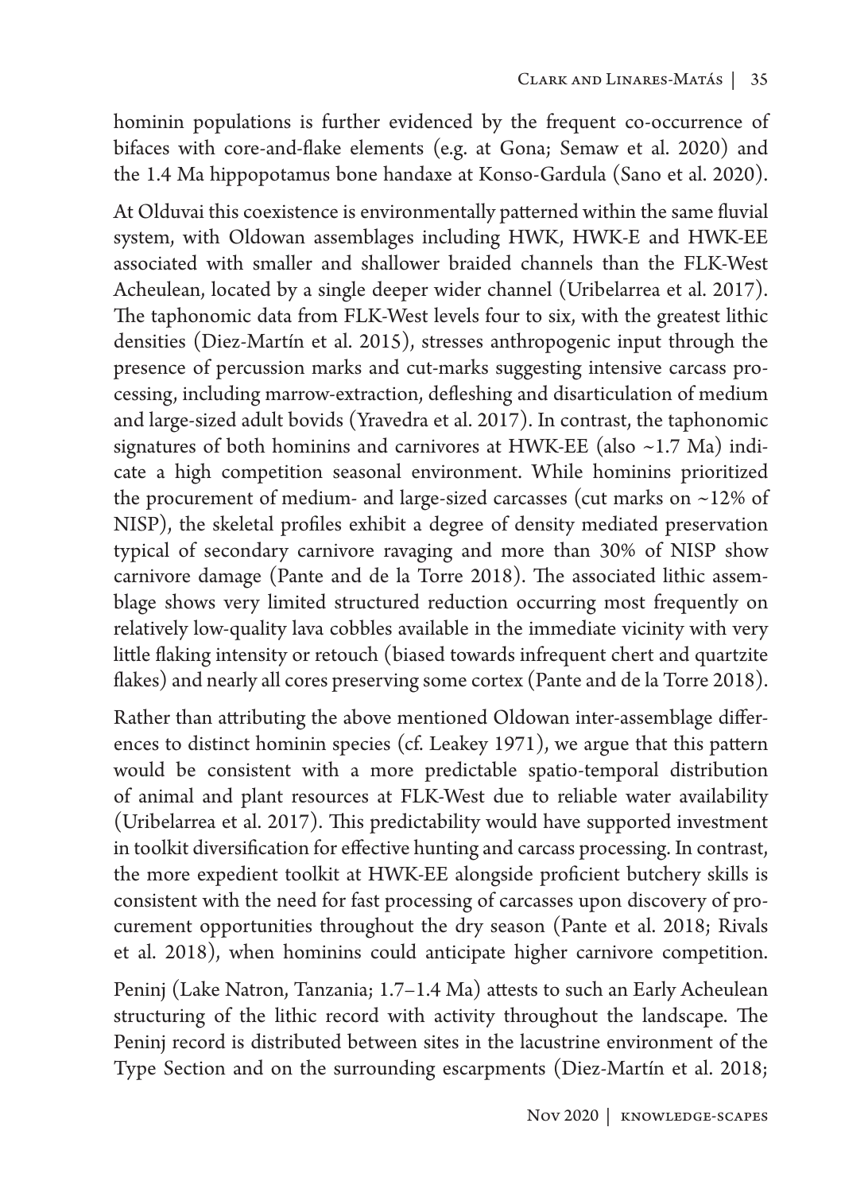hominin populations is further evidenced by the frequent co-occurrence of bifaces with core-and-flake elements (e.g. at Gona; Semaw et al. 2020) and the 1.4 Ma hippopotamus bone handaxe at Konso-Gardula (Sano et al. 2020).

At Olduvai this coexistence is environmentally patterned within the same fluvial system, with Oldowan assemblages including HWK, HWK-E and HWK-EE associated with smaller and shallower braided channels than the FLK-West Acheulean, located by a single deeper wider channel (Uribelarrea et al. 2017). The taphonomic data from FLK-West levels four to six, with the greatest lithic densities (Diez-Martín et al. 2015), stresses anthropogenic input through the presence of percussion marks and cut-marks suggesting intensive carcass processing, including marrow-extraction, defleshing and disarticulation of medium and large-sized adult bovids (Yravedra et al. 2017). In contrast, the taphonomic signatures of both hominins and carnivores at HWK-EE (also ~1.7 Ma) indicate a high competition seasonal environment. While hominins prioritized the procurement of medium- and large-sized carcasses (cut marks on ~12% of NISP), the skeletal profiles exhibit a degree of density mediated preservation typical of secondary carnivore ravaging and more than 30% of NISP show carnivore damage (Pante and de la Torre 2018). The associated lithic assemblage shows very limited structured reduction occurring most frequently on relatively low-quality lava cobbles available in the immediate vicinity with very little flaking intensity or retouch (biased towards infrequent chert and quartzite flakes) and nearly all cores preserving some cortex (Pante and de la Torre 2018).

Rather than attributing the above mentioned Oldowan inter-assemblage differences to distinct hominin species (cf. Leakey 1971), we argue that this pattern would be consistent with a more predictable spatio-temporal distribution of animal and plant resources at FLK-West due to reliable water availability (Uribelarrea et al. 2017). This predictability would have supported investment in toolkit diversification for effective hunting and carcass processing. In contrast, the more expedient toolkit at HWK-EE alongside proficient butchery skills is consistent with the need for fast processing of carcasses upon discovery of procurement opportunities throughout the dry season (Pante et al. 2018; Rivals et al. 2018), when hominins could anticipate higher carnivore competition.

Peninj (Lake Natron, Tanzania; 1.7–1.4 Ma) attests to such an Early Acheulean structuring of the lithic record with activity throughout the landscape. The Peninj record is distributed between sites in the lacustrine environment of the Type Section and on the surrounding escarpments (Diez-Martín et al. 2018;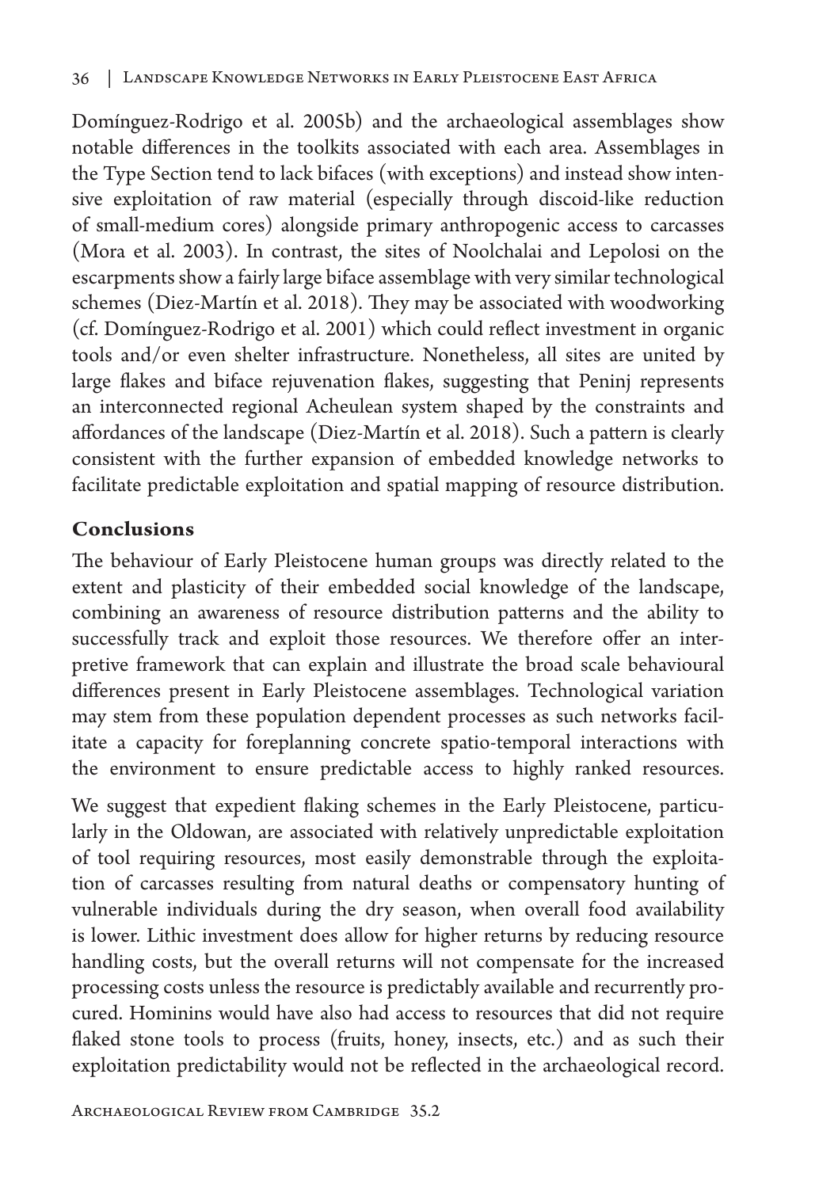Domínguez-Rodrigo et al. 2005b) and the archaeological assemblages show notable differences in the toolkits associated with each area. Assemblages in the Type Section tend to lack bifaces (with exceptions) and instead show intensive exploitation of raw material (especially through discoid-like reduction of small-medium cores) alongside primary anthropogenic access to carcasses (Mora et al. 2003). In contrast, the sites of Noolchalai and Lepolosi on the escarpments show a fairly large biface assemblage with very similar technological schemes (Diez-Martín et al. 2018). They may be associated with woodworking (cf. Domínguez-Rodrigo et al. 2001) which could reflect investment in organic tools and/or even shelter infrastructure. Nonetheless, all sites are united by large flakes and biface rejuvenation flakes, suggesting that Peninj represents an interconnected regional Acheulean system shaped by the constraints and affordances of the landscape (Diez-Martín et al. 2018). Such a pattern is clearly consistent with the further expansion of embedded knowledge networks to facilitate predictable exploitation and spatial mapping of resource distribution.

## Conclusions

The behaviour of Early Pleistocene human groups was directly related to the extent and plasticity of their embedded social knowledge of the landscape, combining an awareness of resource distribution patterns and the ability to successfully track and exploit those resources. We therefore offer an interpretive framework that can explain and illustrate the broad scale behavioural differences present in Early Pleistocene assemblages. Technological variation may stem from these population dependent processes as such networks facilitate a capacity for foreplanning concrete spatio-temporal interactions with the environment to ensure predictable access to highly ranked resources.

We suggest that expedient flaking schemes in the Early Pleistocene, particularly in the Oldowan, are associated with relatively unpredictable exploitation of tool requiring resources, most easily demonstrable through the exploitation of carcasses resulting from natural deaths or compensatory hunting of vulnerable individuals during the dry season, when overall food availability is lower. Lithic investment does allow for higher returns by reducing resource handling costs, but the overall returns will not compensate for the increased processing costs unless the resource is predictably available and recurrently procured. Hominins would have also had access to resources that did not require flaked stone tools to process (fruits, honey, insects, etc.) and as such their exploitation predictability would not be reflected in the archaeological record.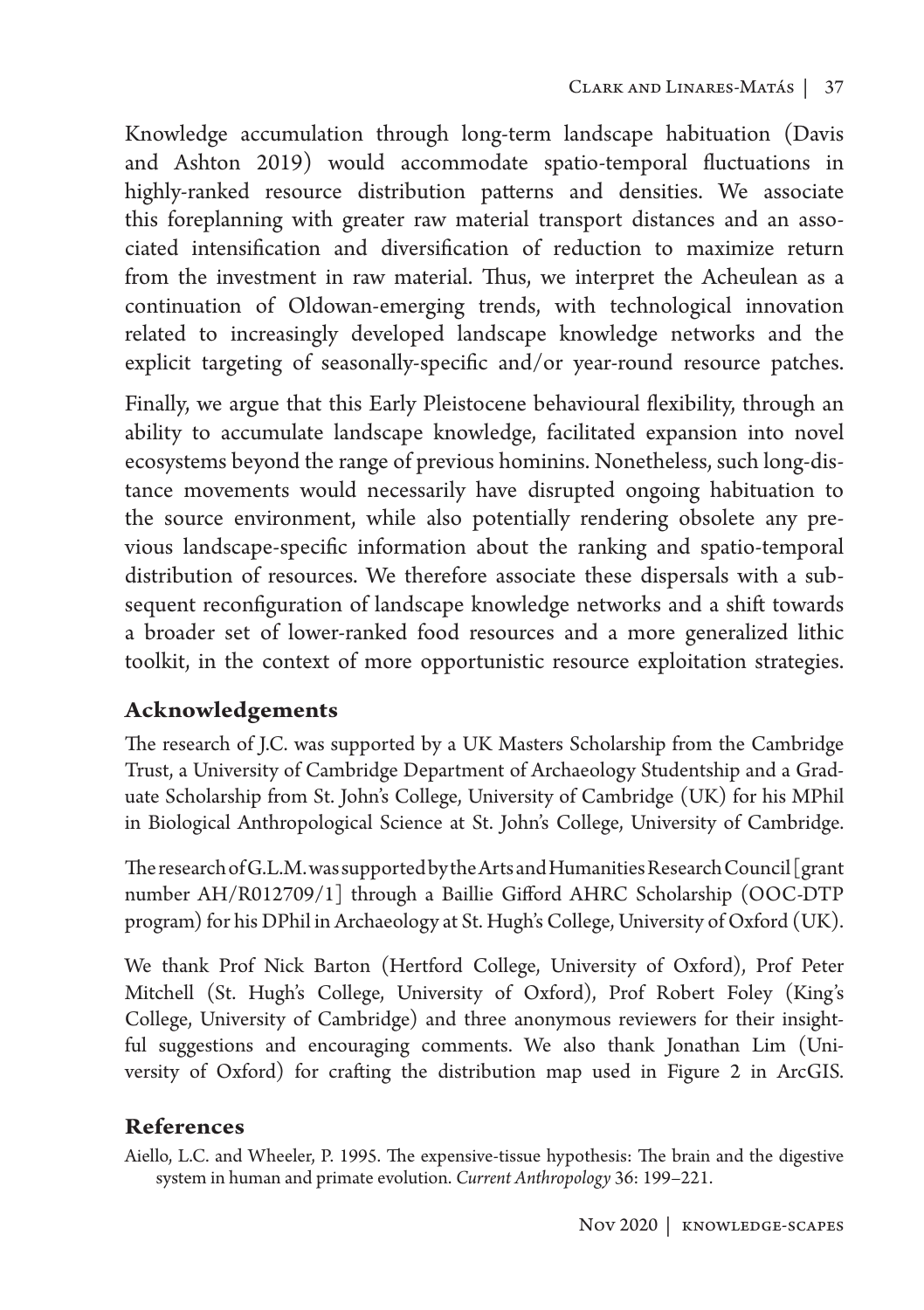Knowledge accumulation through long-term landscape habituation (Davis and Ashton 2019) would accommodate spatio-temporal fluctuations in highly-ranked resource distribution patterns and densities. We associate this foreplanning with greater raw material transport distances and an associated intensification and diversification of reduction to maximize return from the investment in raw material. Thus, we interpret the Acheulean as a continuation of Oldowan-emerging trends, with technological innovation related to increasingly developed landscape knowledge networks and the explicit targeting of seasonally-specific and/or year-round resource patches.

Finally, we argue that this Early Pleistocene behavioural flexibility, through an ability to accumulate landscape knowledge, facilitated expansion into novel ecosystems beyond the range of previous hominins. Nonetheless, such long-distance movements would necessarily have disrupted ongoing habituation to the source environment, while also potentially rendering obsolete any previous landscape-specific information about the ranking and spatio-temporal distribution of resources. We therefore associate these dispersals with a subsequent reconfiguration of landscape knowledge networks and a shift towards a broader set of lower-ranked food resources and a more generalized lithic toolkit, in the context of more opportunistic resource exploitation strategies.

## Acknowledgements

The research of J.C. was supported by a UK Masters Scholarship from the Cambridge Trust, a University of Cambridge Department of Archaeology Studentship and a Graduate Scholarship from St. John's College, University of Cambridge (UK) for his MPhil in Biological Anthropological Science at St. John's College, University of Cambridge.

The research of G.L.M. was supported by the Arts and Humanities Research Council [grant number AH/R012709/1] through a Baillie Gifford AHRC Scholarship (OOC-DTP program) for his DPhil in Archaeology at St. Hugh's College, University of Oxford (UK).

We thank Prof Nick Barton (Hertford College, University of Oxford), Prof Peter Mitchell (St. Hugh's College, University of Oxford), Prof Robert Foley (King's College, University of Cambridge) and three anonymous reviewers for their insightful suggestions and encouraging comments. We also thank Jonathan Lim (University of Oxford) for crafting the distribution map used in Figure 2 in ArcGIS.

## References

Aiello, L.C. and Wheeler, P. 1995. The expensive-tissue hypothesis: The brain and the digestive system in human and primate evolution. *Current Anthropology* 36: 199–221.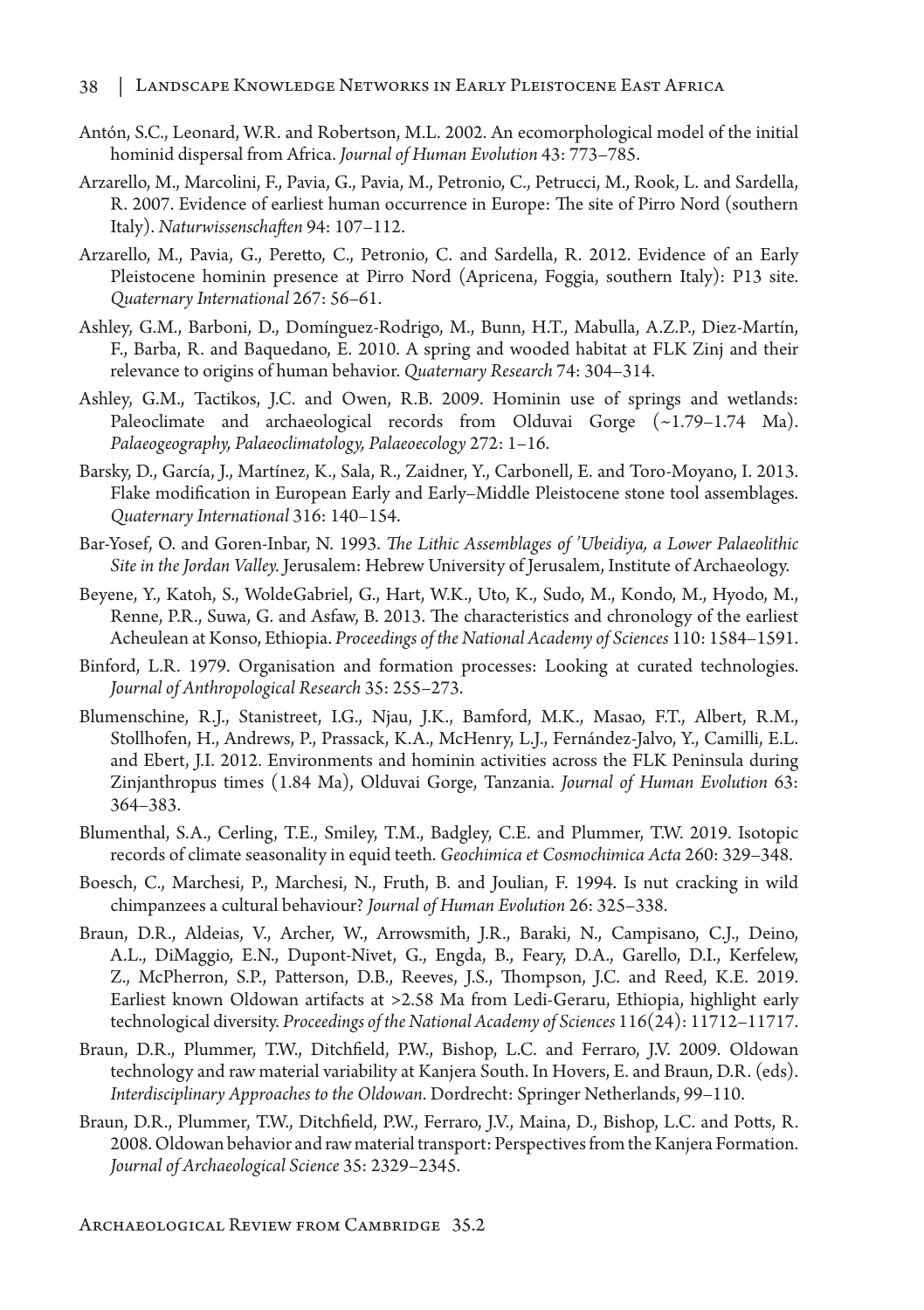Antón, S.C., Leonard, W.R. and Robertson, M.L. 2002. An ecomorphological model of the initial hominid dispersal from Africa. *Journal of Human Evolution* 43: 773–785.

Arzarello, M., Marcolini, F., Pavia, G., Pavia, M., Petronio, C., Petrucci, M., Rook, L. and Sardella, R. 2007. Evidence of earliest human occurrence in Europe: The site of Pirro Nord (southern Italy). *Naturwissenschaften* 94: 107–112.

Arzarello, M., Pavia, G., Peretto, C., Petronio, C. and Sardella, R. 2012. Evidence of an Early Pleistocene hominin presence at Pirro Nord (Apricena, Foggia, southern Italy): P13 site. *Quaternary International* 267: 56–61.

Ashley, G.M., Barboni, D., Domínguez-Rodrigo, M., Bunn, H.T., Mabulla, A.Z.P., Diez-Martín, F., Barba, R. and Baquedano, E. 2010. A spring and wooded habitat at FLK Zinj and their relevance to origins of human behavior. *Quaternary Research* 74: 304–314.

Ashley, G.M., Tactikos, J.C. and Owen, R.B. 2009. Hominin use of springs and wetlands: Paleoclimate and archaeological records from Olduvai Gorge (~1.79–1.74 Ma). *Palaeogeography, Palaeoclimatology, Palaeoecology* 272: 1–16.

Barsky, D., García, J., Martínez, K., Sala, R., Zaidner, Y., Carbonell, E. and Toro-Moyano, I. 2013. Flake modification in European Early and Early–Middle Pleistocene stone tool assemblages. *Quaternary International* 316: 140–154.

Bar-Yosef, O. and Goren-Inbar, N. 1993. *The Lithic Assemblages of 'Ubeidiya, a Lower Palaeolithic Site in the Jordan Valley.* Jerusalem: Hebrew University of Jerusalem, Institute of Archaeology.

Beyene, Y., Katoh, S., WoldeGabriel, G., Hart, W.K., Uto, K., Sudo, M., Kondo, M., Hyodo, M., Renne, P.R., Suwa, G. and Asfaw, B. 2013. The characteristics and chronology of the earliest Acheulean at Konso, Ethiopia. *Proceedings of the National Academy of Sciences* 110: 1584–1591.

Binford, L.R. 1979. Organisation and formation processes: Looking at curated technologies. *Journal of Anthropological Research* 35: 255–273.

Blumenschine, R.J., Stanistreet, I.G., Njau, J.K., Bamford, M.K., Masao, F.T., Albert, R.M., Stollhofen, H., Andrews, P., Prassack, K.A., McHenry, L.J., Fernández-Jalvo, Y., Camilli, E.L. and Ebert, J.I. 2012. Environments and hominin activities across the FLK Peninsula during Zinjanthropus times (1.84 Ma), Olduvai Gorge, Tanzania. *Journal of Human Evolution* 63: 364–383.

Blumenthal, S.A., Cerling, T.E., Smiley, T.M., Badgley, C.E. and Plummer, T.W. 2019. Isotopic records of climate seasonality in equid teeth. *Geochimica et Cosmochimica Acta* 260: 329–348.

Boesch, C., Marchesi, P., Marchesi, N., Fruth, B. and Joulian, F. 1994. Is nut cracking in wild chimpanzees a cultural behaviour? *Journal of Human Evolution* 26: 325–338.

Braun, D.R., Aldeias, V., Archer, W., Arrowsmith, J.R., Baraki, N., Campisano, C.J., Deino, A.L., DiMaggio, E.N., Dupont-Nivet, G., Engda, B., Feary, D.A., Garello, D.I., Kerfelew, Z., McPherron, S.P., Patterson, D.B., Reeves, J.S., Thompson, J.C. and Reed, K.E. 2019. Earliest known Oldowan artifacts at >2.58 Ma from Ledi-Geraru, Ethiopia, highlight early technological diversity. *Proceedings of the National Academy of Sciences* 116(24): 11712–11717.

Braun, D.R., Plummer, T.W., Ditchfield, P.W., Bishop, L.C. and Ferraro, J.V. 2009. Oldowan technology and raw material variability at Kanjera South. In Hovers, E. and Braun, D.R. (eds). *Interdisciplinary Approaches to the Oldowan*. Dordrecht: Springer Netherlands, 99–110.

Braun, D.R., Plummer, T.W., Ditchfield, P.W., Ferraro, J.V., Maina, D., Bishop, L.C. and Potts, R. 2008. Oldowan behavior and raw material transport: Perspectives from the Kanjera Formation. *Journal of Archaeological Science* 35: 2329–2345.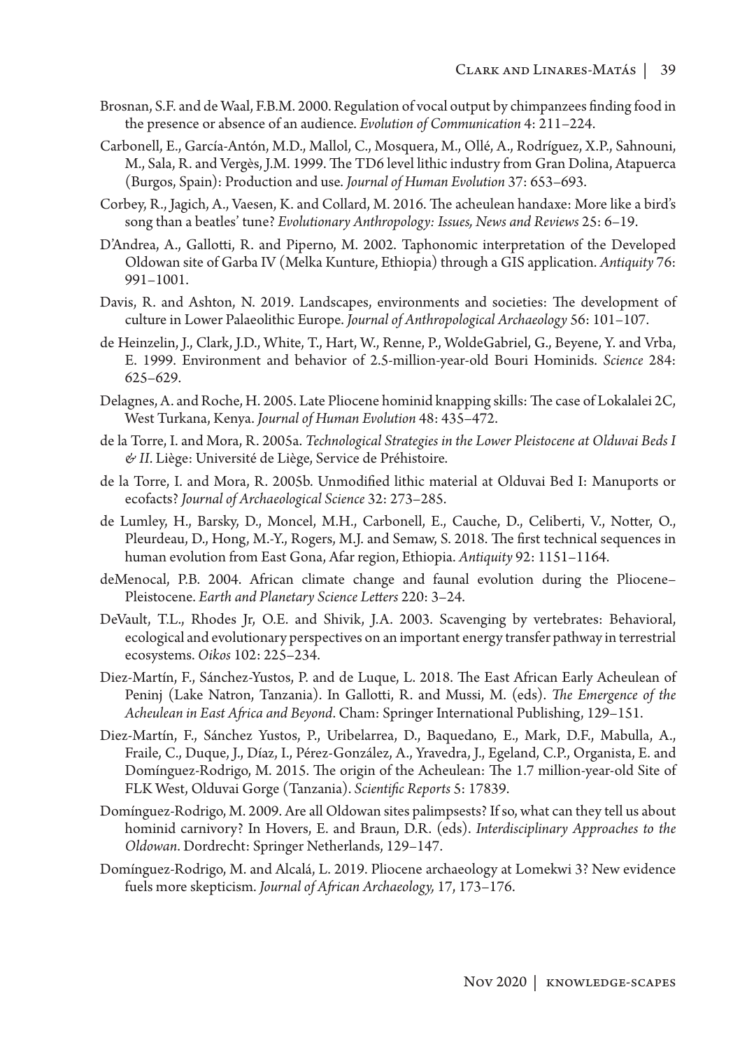Brosnan, S.F. and de Waal, F.B.M. 2000. Regulation of vocal output by chimpanzees finding food in the presence or absence of an audience. *Evolution of Communication* 4: 211–224.

Carbonell, E., García-Antón, M.D., Mallol, C., Mosquera, M., Ollé, A., Rodríguez, X.P., Sahnouni, M., Sala, R. and Vergès, J.M. 1999. The TD6 level lithic industry from Gran Dolina, Atapuerca (Burgos, Spain): Production and use. *Journal of Human Evolution* 37: 653–693.

Corbey, R., Jagich, A., Vaesen, K. and Collard, M. 2016. The acheulean handaxe: More like a bird's song than a beatles' tune? *Evolutionary Anthropology: Issues, News and Reviews* 25: 6–19.

D'Andrea, A., Gallotti, R. and Piperno, M. 2002. Taphonomic interpretation of the Developed Oldowan site of Garba IV (Melka Kunture, Ethiopia) through a GIS application. *Antiquity* 76: 991–1001.

Davis, R. and Ashton, N. 2019. Landscapes, environments and societies: The development of culture in Lower Palaeolithic Europe. *Journal of Anthropological Archaeology* 56: 101–107.

de Heinzelin, J., Clark, J.D., White, T., Hart, W., Renne, P., WoldeGabriel, G., Beyene, Y. and Vrba, E. 1999. Environment and behavior of 2.5-million-year-old Bouri Hominids. *Science* 284: 625–629.

Delagnes, A. and Roche, H. 2005. Late Pliocene hominid knapping skills: The case of Lokalalei 2C, West Turkana, Kenya. *Journal of Human Evolution* 48: 435–472.

de la Torre, I. and Mora, R. 2005a. *Technological Strategies in the Lower Pleistocene at Olduvai Beds I & II*. Liège: Université de Liège, Service de Préhistoire.

de la Torre, I. and Mora, R. 2005b. Unmodified lithic material at Olduvai Bed I: Manuports or ecofacts? *Journal of Archaeological Science* 32: 273–285.

de Lumley, H., Barsky, D., Moncel, M.H., Carbonell, E., Cauche, D., Celiberti, V., Notter, O., Pleurdeau, D., Hong, M.-Y., Rogers, M.J. and Semaw, S. 2018. The first technical sequences in human evolution from East Gona, Afar region, Ethiopia. *Antiquity* 92: 1151–1164.

deMenocal, P.B. 2004. African climate change and faunal evolution during the Pliocene–Pleistocene. *Earth and Planetary Science Letters* 220: 3–24.

DeVault, T.L., Rhodes Jr, O.E. and Shivik, J.A. 2003. Scavenging by vertebrates: Behavioral, ecological and evolutionary perspectives on an important energy transfer pathway in terrestrial ecosystems. *Oikos* 102: 225–234.

Diez-Martín, F., Sánchez-Yustos, P. and de Luque, L. 2018. The East African Early Acheulean of Peninj (Lake Natron, Tanzania). In Gallotti, R. and Mussi, M. (eds). *The Emergence of the Acheulean in East Africa and Beyond*. Cham: Springer International Publishing, 129–151.

Diez-Martín, F., Sánchez Yustos, P., Uribelarrea, D., Baquedano, E., Mark, D.F., Mabulla, A., Fraile, C., Duque, J., Díaz, I., Pérez-González, A., Yravedra, J., Egeland, C.P., Organista, E. and Domínguez-Rodrigo, M. 2015. The origin of the Acheulean: The 1.7 million-year-old Site of FLK West, Olduvai Gorge (Tanzania). *Scientific Reports* 5: 17839.

Domínguez-Rodrigo, M. 2009. Are all Oldowan sites palimpsests? If so, what can they tell us about hominid carnivory? In Hovers, E. and Braun, D.R. (eds). *Interdisciplinary Approaches to the Oldowan*. Dordrecht: Springer Netherlands, 129–147.

Domínguez-Rodrigo, M. and Alcalá, L. 2019. Pliocene archaeology at Lomekwi 3? New evidence fuels more skepticism. *Journal of African Archaeology,* 17, 173–176.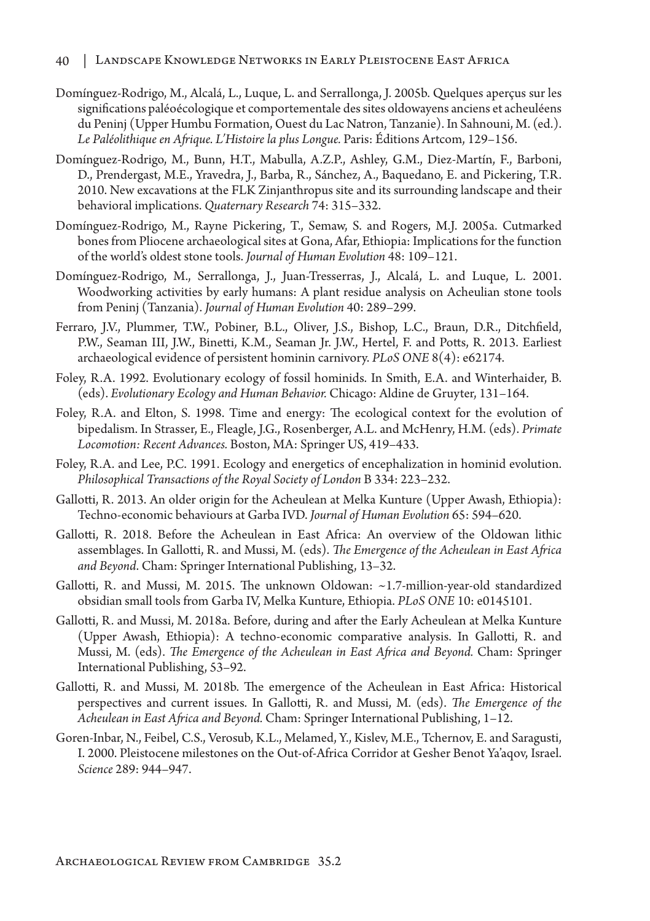Domínguez-Rodrigo, M., Alcalá, L., Luque, L. and Serrallonga, J. 2005b. Quelques aperçus sur les significations paléoécologique et comportementale des sites oldowayens anciens et acheuléens du Peninj (Upper Humbu Formation, Ouest du Lac Natron, Tanzanie). In Sahnouni, M. (ed.). *Le Paléolithique en Afrique. L'Histoire la plus Longue.* Paris: Éditions Artcom, 129–156.

Domínguez-Rodrigo, M., Bunn, H.T., Mabulla, A.Z.P., Ashley, G.M., Diez-Martín, F., Barboni, D., Prendergast, M.E., Yravedra, J., Barba, R., Sánchez, A., Baquedano, E. and Pickering, T.R. 2010. New excavations at the FLK Zinjanthropus site and its surrounding landscape and their behavioral implications. *Quaternary Research* 74: 315–332.

Domínguez-Rodrigo, M., Rayne Pickering, T., Semaw, S. and Rogers, M.J. 2005a. Cutmarked bones from Pliocene archaeological sites at Gona, Afar, Ethiopia: Implications for the function of the world's oldest stone tools. *Journal of Human Evolution* 48: 109–121.

Domínguez-Rodrigo, M., Serrallonga, J., Juan-Tresserras, J., Alcalá, L. and Luque, L. 2001. Woodworking activities by early humans: A plant residue analysis on Acheulian stone tools from Peninj (Tanzania). *Journal of Human Evolution* 40: 289–299.

Ferraro, J.V., Plummer, T.W., Pobiner, B.L., Oliver, J.S., Bishop, L.C., Braun, D.R., Ditchfield, P.W., Seaman III, J.W., Binetti, K.M., Seaman Jr. J.W., Hertel, F. and Potts, R. 2013. Earliest archaeological evidence of persistent hominin carnivory. *PLoS ONE* 8(4): e62174.

Foley, R.A. 1992. Evolutionary ecology of fossil hominids. In Smith, E.A. and Winterhaider, B. (eds). *Evolutionary Ecology and Human Behavior.* Chicago: Aldine de Gruyter, 131–164.

Foley, R.A. and Elton, S. 1998. Time and energy: The ecological context for the evolution of bipedalism. In Strasser, E., Fleagle, J.G., Rosenberger, A.L. and McHenry, H.M. (eds). *Primate Locomotion: Recent Advances.* Boston, MA: Springer US, 419–433.

Foley, R.A. and Lee, P.C. 1991. Ecology and energetics of encephalization in hominid evolution. *Philosophical Transactions of the Royal Society of London* B 334: 223–232.

Gallotti, R. 2013. An older origin for the Acheulean at Melka Kunture (Upper Awash, Ethiopia): Techno-economic behaviours at Garba IVD. *Journal of Human Evolution* 65: 594–620.

Gallotti, R. 2018. Before the Acheulean in East Africa: An overview of the Oldowan lithic assemblages. In Gallotti, R. and Mussi, M. (eds). *The Emergence of the Acheulean in East Africa and Beyond.* Cham: Springer International Publishing, 13–32.

Gallotti, R. and Mussi, M. 2015. The unknown Oldowan: ~1.7-million-year-old standardized obsidian small tools from Garba IV, Melka Kunture, Ethiopia. *PLoS ONE* 10: e0145101.

Gallotti, R. and Mussi, M. 2018a. Before, during and after the Early Acheulean at Melka Kunture (Upper Awash, Ethiopia): A techno-economic comparative analysis. In Gallotti, R. and Mussi, M. (eds). *The Emergence of the Acheulean in East Africa and Beyond.* Cham: Springer International Publishing, 53–92.

Gallotti, R. and Mussi, M. 2018b. The emergence of the Acheulean in East Africa: Historical perspectives and current issues. In Gallotti, R. and Mussi, M. (eds). *The Emergence of the Acheulean in East Africa and Beyond.* Cham: Springer International Publishing, 1–12.

Goren-Inbar, N., Feibel, C.S., Verosub, K.L., Melamed, Y., Kislev, M.E., Tchernov, E. and Saragusti, I. 2000. Pleistocene milestones on the Out-of-Africa Corridor at Gesher Benot Ya'aqov, Israel. *Science* 289: 944–947.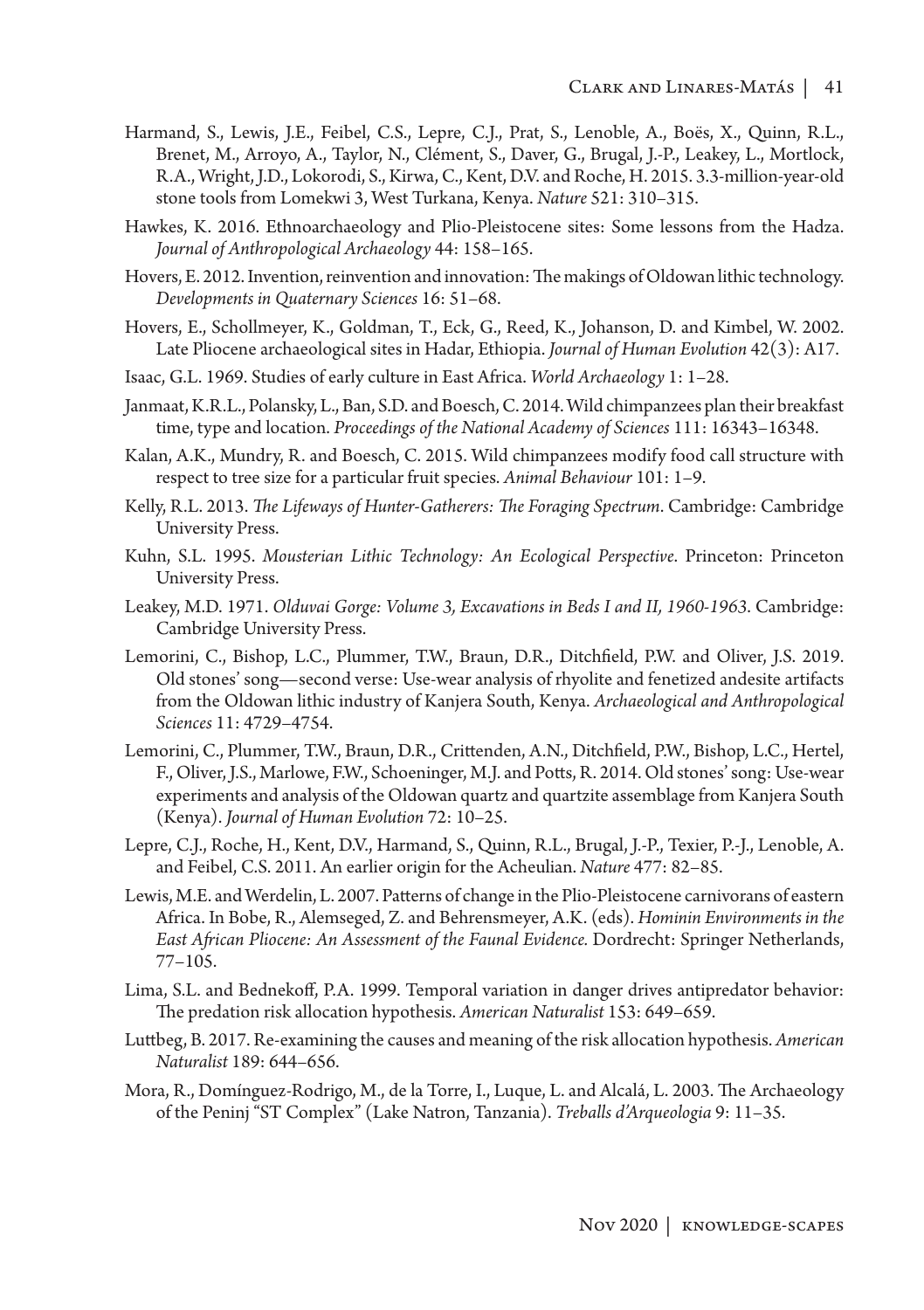Harmand, S., Lewis, J.E., Feibel, C.S., Lepre, C.J., Prat, S., Lenoble, A., Boës, X., Quinn, R.L., Brenet, M., Arroyo, A., Taylor, N., Clément, S., Daver, G., Brugal, J.-P., Leakey, L., Mortlock, R.A., Wright, J.D., Lokorodi, S., Kirwa, C., Kent, D.V. and Roche, H. 2015. 3.3-million-year-old stone tools from Lomekwi 3, West Turkana, Kenya. *Nature* 521: 310–315.

Hawkes, K. 2016. Ethnoarchaeology and Plio-Pleistocene sites: Some lessons from the Hadza. *Journal of Anthropological Archaeology* 44: 158–165.

Hovers, E. 2012. Invention, reinvention and innovation: The makings of Oldowan lithic technology. *Developments in Quaternary Sciences* 16: 51–68.

Hovers, E., Schollmeyer, K., Goldman, T., Eck, G., Reed, K., Johanson, D. and Kimbel, W. 2002. Late Pliocene archaeological sites in Hadar, Ethiopia. *Journal of Human Evolution* 42(3): A17.

Isaac, G.L. 1969. Studies of early culture in East Africa. *World Archaeology* 1: 1–28.

Janmaat, K.R.L., Polansky, L., Ban, S.D. and Boesch, C. 2014. Wild chimpanzees plan their breakfast time, type and location. *Proceedings of the National Academy of Sciences* 111: 16343–16348.

Kalan, A.K., Mundry, R. and Boesch, C. 2015. Wild chimpanzees modify food call structure with respect to tree size for a particular fruit species. *Animal Behaviour* 101: 1–9.

Kelly, R.L. 2013. *The Lifeways of Hunter-Gatherers: The Foraging Spectrum*. Cambridge: Cambridge University Press.

Kuhn, S.L. 1995. *Mousterian Lithic Technology: An Ecological Perspective*. Princeton: Princeton University Press.

Leakey, M.D. 1971. *Olduvai Gorge: Volume 3, Excavations in Beds I and II, 1960-1963*. Cambridge: Cambridge University Press.

Lemorini, C., Bishop, L.C., Plummer, T.W., Braun, D.R., Ditchfield, P.W. and Oliver, J.S. 2019. Old stones' song—second verse: Use-wear analysis of rhyolite and fenetized andesite artifacts from the Oldowan lithic industry of Kanjera South, Kenya. *Archaeological and Anthropological Sciences* 11: 4729–4754.

Lemorini, C., Plummer, T.W., Braun, D.R., Crittenden, A.N., Ditchfield, P.W., Bishop, L.C., Hertel, F., Oliver, J.S., Marlowe, F.W., Schoeninger, M.J. and Potts, R. 2014. Old stones' song: Use-wear experiments and analysis of the Oldowan quartz and quartzite assemblage from Kanjera South (Kenya). *Journal of Human Evolution* 72: 10–25.

Lepre, C.J., Roche, H., Kent, D.V., Harmand, S., Quinn, R.L., Brugal, J.-P., Texier, P.-J., Lenoble, A. and Feibel, C.S. 2011. An earlier origin for the Acheulian. *Nature* 477: 82–85.

Lewis, M.E. and Werdelin, L. 2007. Patterns of change in the Plio-Pleistocene carnivorans of eastern Africa. In Bobe, R., Alemseged, Z. and Behrensmeyer, A.K. (eds). *Hominin Environments in the East African Pliocene: An Assessment of the Faunal Evidence.* Dordrecht: Springer Netherlands, 77–105.

Lima, S.L. and Bednekoff, P.A. 1999. Temporal variation in danger drives antipredator behavior: The predation risk allocation hypothesis. *American Naturalist* 153: 649–659.

Luttbeg, B. 2017. Re-examining the causes and meaning of the risk allocation hypothesis. *American Naturalist* 189: 644–656.

Mora, R., Domínguez-Rodrigo, M., de la Torre, I., Luque, L. and Alcalá, L. 2003. The Archaeology of the Peninj "ST Complex" (Lake Natron, Tanzania). *Treballs d'Arqueologia* 9: 11–35.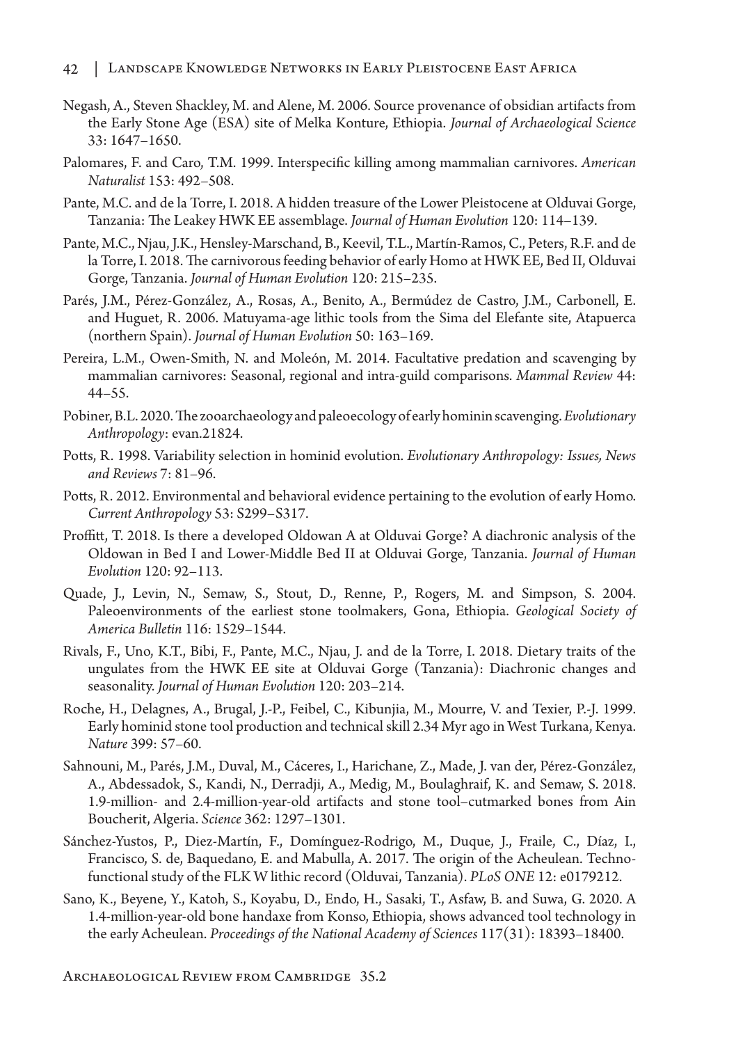Negash, A., Steven Shackley, M. and Alene, M. 2006. Source provenance of obsidian artifacts from the Early Stone Age (ESA) site of Melka Konture, Ethiopia. *Journal of Archaeological Science* 33: 1647–1650.

Palomares, F. and Caro, T.M. 1999. Interspecific killing among mammalian carnivores. *American Naturalist* 153: 492–508.

Pante, M.C. and de la Torre, I. 2018. A hidden treasure of the Lower Pleistocene at Olduvai Gorge, Tanzania: The Leakey HWK EE assemblage. *Journal of Human Evolution* 120: 114–139.

Pante, M.C., Njau, J.K., Hensley-Marschand, B., Keevil, T.L., Martín-Ramos, C., Peters, R.F. and de la Torre, I. 2018. The carnivorous feeding behavior of early Homo at HWK EE, Bed II, Olduvai Gorge, Tanzania. *Journal of Human Evolution* 120: 215–235.

Parés, J.M., Pérez-González, A., Rosas, A., Benito, A., Bermúdez de Castro, J.M., Carbonell, E. and Huguet, R. 2006. Matuyama-age lithic tools from the Sima del Elefante site, Atapuerca (northern Spain). *Journal of Human Evolution* 50: 163–169.

Pereira, L.M., Owen-Smith, N. and Moleón, M. 2014. Facultative predation and scavenging by mammalian carnivores: Seasonal, regional and intra-guild comparisons. *Mammal Review* 44: 44–55.

Pobiner, B.L. 2020. The zooarchaeology and paleoecology of early hominin scavenging. *Evolutionary Anthropology*: evan.21824.

Potts, R. 1998. Variability selection in hominid evolution. *Evolutionary Anthropology: Issues, News and Reviews* 7: 81–96.

Potts, R. 2012. Environmental and behavioral evidence pertaining to the evolution of early Homo. *Current Anthropology* 53: S299–S317.

Proffitt, T. 2018. Is there a developed Oldowan A at Olduvai Gorge? A diachronic analysis of the Oldowan in Bed I and Lower-Middle Bed II at Olduvai Gorge, Tanzania. *Journal of Human Evolution* 120: 92–113.

Quade, J., Levin, N., Semaw, S., Stout, D., Renne, P., Rogers, M. and Simpson, S. 2004. Paleoenvironments of the earliest stone toolmakers, Gona, Ethiopia. *Geological Society of America Bulletin* 116: 1529–1544.

Rivals, F., Uno, K.T., Bibi, F., Pante, M.C., Njau, J. and de la Torre, I. 2018. Dietary traits of the ungulates from the HWK EE site at Olduvai Gorge (Tanzania): Diachronic changes and seasonality. *Journal of Human Evolution* 120: 203–214.

Roche, H., Delagnes, A., Brugal, J.-P., Feibel, C., Kibunjia, M., Mourre, V. and Texier, P.-J. 1999. Early hominid stone tool production and technical skill 2.34 Myr ago in West Turkana, Kenya. *Nature* 399: 57–60.

Sahnouni, M., Parés, J.M., Duval, M., Cáceres, I., Harichane, Z., Made, J. van der, Pérez-González, A., Abdessadok, S., Kandi, N., Derradji, A., Medig, M., Boulaghraif, K. and Semaw, S. 2018. 1.9-million- and 2.4-million-year-old artifacts and stone tool–cutmarked bones from Ain Boucherit, Algeria. *Science* 362: 1297–1301.

Sánchez-Yustos, P., Diez-Martín, F., Domínguez-Rodrigo, M., Duque, J., Fraile, C., Díaz, I., Francisco, S. de, Baquedano, E. and Mabulla, A. 2017. The origin of the Acheulean. Techno-functional study of the FLK W lithic record (Olduvai, Tanzania). *PLoS ONE* 12: e0179212.

Sano, K., Beyene, Y., Katoh, S., Koyabu, D., Endo, H., Sasaki, T., Asfaw, B. and Suwa, G. 2020. A 1.4-million-year-old bone handaxe from Konso, Ethiopia, shows advanced tool technology in the early Acheulean. *Proceedings of the National Academy of Sciences* 117(31): 18393–18400.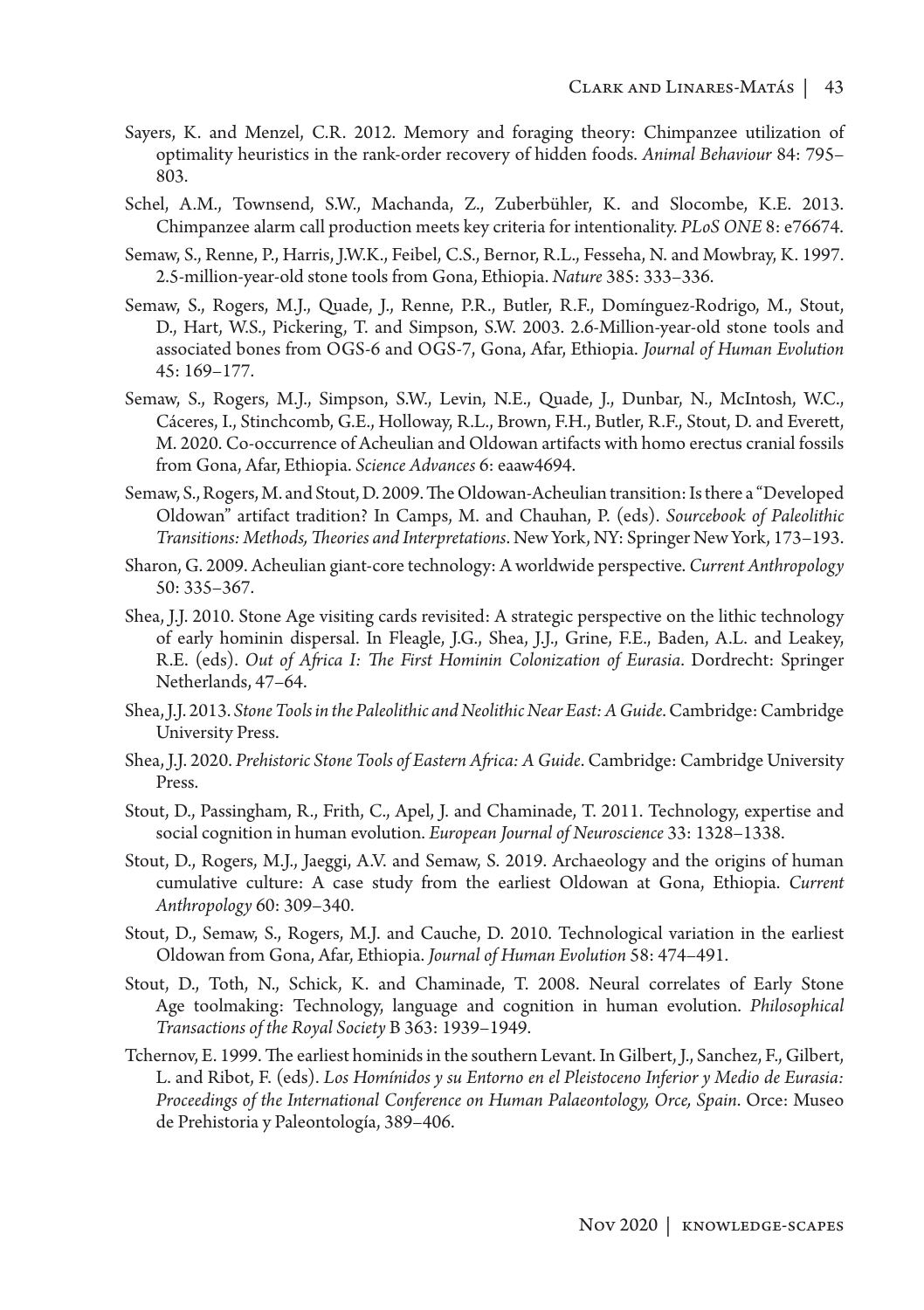Sayers, K. and Menzel, C.R. 2012. Memory and foraging theory: Chimpanzee utilization of optimality heuristics in the rank-order recovery of hidden foods. *Animal Behaviour* 84: 795–803.

Schel, A.M., Townsend, S.W., Machanda, Z., Zuberbühler, K. and Slocombe, K.E. 2013. Chimpanzee alarm call production meets key criteria for intentionality. *PLoS ONE* 8: e76674.

Semaw, S., Renne, P., Harris, J.W.K., Feibel, C.S., Bernor, R.L., Fesseha, N. and Mowbray, K. 1997. 2.5-million-year-old stone tools from Gona, Ethiopia. *Nature* 385: 333–336.

Semaw, S., Rogers, M.J., Quade, J., Renne, P.R., Butler, R.F., Domínguez-Rodrigo, M., Stout, D., Hart, W.S., Pickering, T. and Simpson, S.W. 2003. 2.6-Million-year-old stone tools and associated bones from OGS-6 and OGS-7, Gona, Afar, Ethiopia. *Journal of Human Evolution* 45: 169–177.

Semaw, S., Rogers, M.J., Simpson, S.W., Levin, N.E., Quade, J., Dunbar, N., McIntosh, W.C., Cáceres, I., Stinchcomb, G.E., Holloway, R.L., Brown, F.H., Butler, R.F., Stout, D. and Everett, M. 2020. Co-occurrence of Acheulian and Oldowan artifacts with homo erectus cranial fossils from Gona, Afar, Ethiopia. *Science Advances* 6: eaaw4694.

Semaw, S., Rogers, M. and Stout, D. 2009. The Oldowan-Acheulian transition: Is there a "Developed Oldowan" artifact tradition? In Camps, M. and Chauhan, P. (eds). *Sourcebook of Paleolithic Transitions: Methods, Theories and Interpretations*. New York, NY: Springer New York, 173–193.

Sharon, G. 2009. Acheulian giant-core technology: A worldwide perspective. *Current Anthropology* 50: 335–367.

Shea, J.J. 2010. Stone Age visiting cards revisited: A strategic perspective on the lithic technology of early hominin dispersal. In Fleagle, J.G., Shea, J.J., Grine, F.E., Baden, A.L. and Leakey, R.E. (eds). *Out of Africa I: The First Hominin Colonization of Eurasia*. Dordrecht: Springer Netherlands, 47–64.

Shea, J.J. 2013. *Stone Tools in the Paleolithic and Neolithic Near East: A Guide*. Cambridge: Cambridge University Press.

Shea, J.J. 2020. *Prehistoric Stone Tools of Eastern Africa: A Guide*. Cambridge: Cambridge University Press.

Stout, D., Passingham, R., Frith, C., Apel, J. and Chaminade, T. 2011. Technology, expertise and social cognition in human evolution. *European Journal of Neuroscience* 33: 1328–1338.

Stout, D., Rogers, M.J., Jaeggi, A.V. and Semaw, S. 2019. Archaeology and the origins of human cumulative culture: A case study from the earliest Oldowan at Gona, Ethiopia. *Current Anthropology* 60: 309–340.

Stout, D., Semaw, S., Rogers, M.J. and Cauche, D. 2010. Technological variation in the earliest Oldowan from Gona, Afar, Ethiopia. *Journal of Human Evolution* 58: 474–491.

Stout, D., Toth, N., Schick, K. and Chaminade, T. 2008. Neural correlates of Early Stone Age toolmaking: Technology, language and cognition in human evolution. *Philosophical Transactions of the Royal Society* B 363: 1939–1949.

Tchernov, E. 1999. The earliest hominids in the southern Levant. In Gilbert, J., Sanchez, F., Gilbert, L. and Ribot, F. (eds). *Los Homínidos y su Entorno en el Pleistoceno Inferior y Medio de Eurasia: Proceedings of the International Conference on Human Palaeontology, Orce, Spain*. Orce: Museo de Prehistoria y Paleontología, 389–406.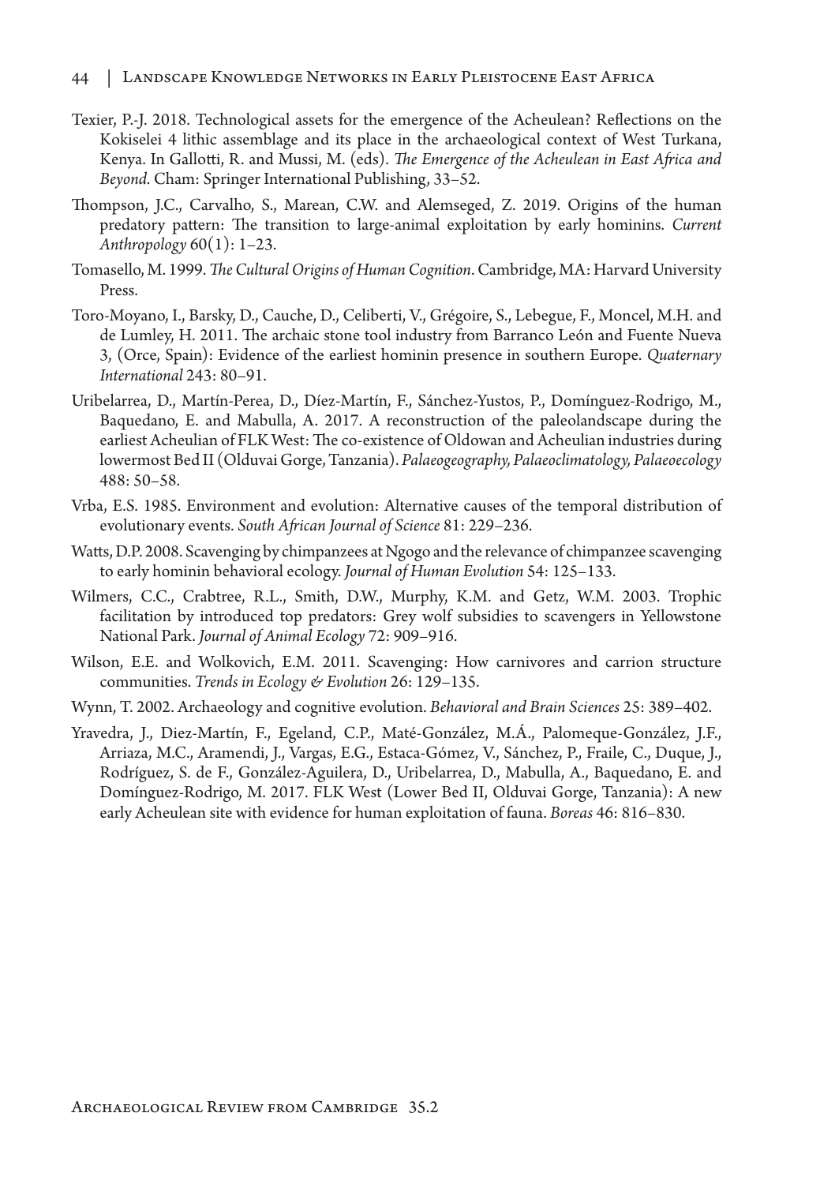Texier, P.-J. 2018. Technological assets for the emergence of the Acheulean? Reflections on the Kokiselei 4 lithic assemblage and its place in the archaeological context of West Turkana, Kenya. In Gallotti, R. and Mussi, M. (eds). *The Emergence of the Acheulean in East Africa and Beyond.* Cham: Springer International Publishing, 33–52.

Thompson, J.C., Carvalho, S., Marean, C.W. and Alemseged, Z. 2019. Origins of the human predatory pattern: The transition to large-animal exploitation by early hominins. *Current Anthropology* 60(1): 1–23.

Tomasello, M. 1999. *The Cultural Origins of Human Cognition*. Cambridge, MA: Harvard University Press.

Toro-Moyano, I., Barsky, D., Cauche, D., Celiberti, V., Grégoire, S., Lebegue, F., Moncel, M.H. and de Lumley, H. 2011. The archaic stone tool industry from Barranco León and Fuente Nueva 3, (Orce, Spain): Evidence of the earliest hominin presence in southern Europe. *Quaternary International* 243: 80–91.

Uribelarrea, D., Martín-Perea, D., Díez-Martín, F., Sánchez-Yustos, P., Domínguez-Rodrigo, M., Baquedano, E. and Mabulla, A. 2017. A reconstruction of the paleolandscape during the earliest Acheulian of FLK West: The co-existence of Oldowan and Acheulian industries during lowermost Bed II (Olduvai Gorge, Tanzania). *Palaeogeography, Palaeoclimatology, Palaeoecology* 488: 50–58.

Vrba, E.S. 1985. Environment and evolution: Alternative causes of the temporal distribution of evolutionary events. *South African Journal of Science* 81: 229–236.

Watts, D.P. 2008. Scavenging by chimpanzees at Ngogo and the relevance of chimpanzee scavenging to early hominin behavioral ecology. *Journal of Human Evolution* 54: 125–133.

Wilmers, C.C., Crabtree, R.L., Smith, D.W., Murphy, K.M. and Getz, W.M. 2003. Trophic facilitation by introduced top predators: Grey wolf subsidies to scavengers in Yellowstone National Park. *Journal of Animal Ecology* 72: 909–916.

Wilson, E.E. and Wolkovich, E.M. 2011. Scavenging: How carnivores and carrion structure communities. *Trends in Ecology & Evolution* 26: 129–135.

Wynn, T. 2002. Archaeology and cognitive evolution. *Behavioral and Brain Sciences* 25: 389–402.

Yravedra, J., Diez-Martín, F., Egeland, C.P., Maté-González, M.Á., Palomeque-González, J.F., Arriaza, M.C., Aramendi, J., Vargas, E.G., Estaca-Gómez, V., Sánchez, P., Fraile, C., Duque, J., Rodríguez, S. de F., González-Aguilera, D., Uribelarrea, D., Mabulla, A., Baquedano, E. and Domínguez-Rodrigo, M. 2017. FLK West (Lower Bed II, Olduvai Gorge, Tanzania): A new early Acheulean site with evidence for human exploitation of fauna. *Boreas* 46: 816–830.